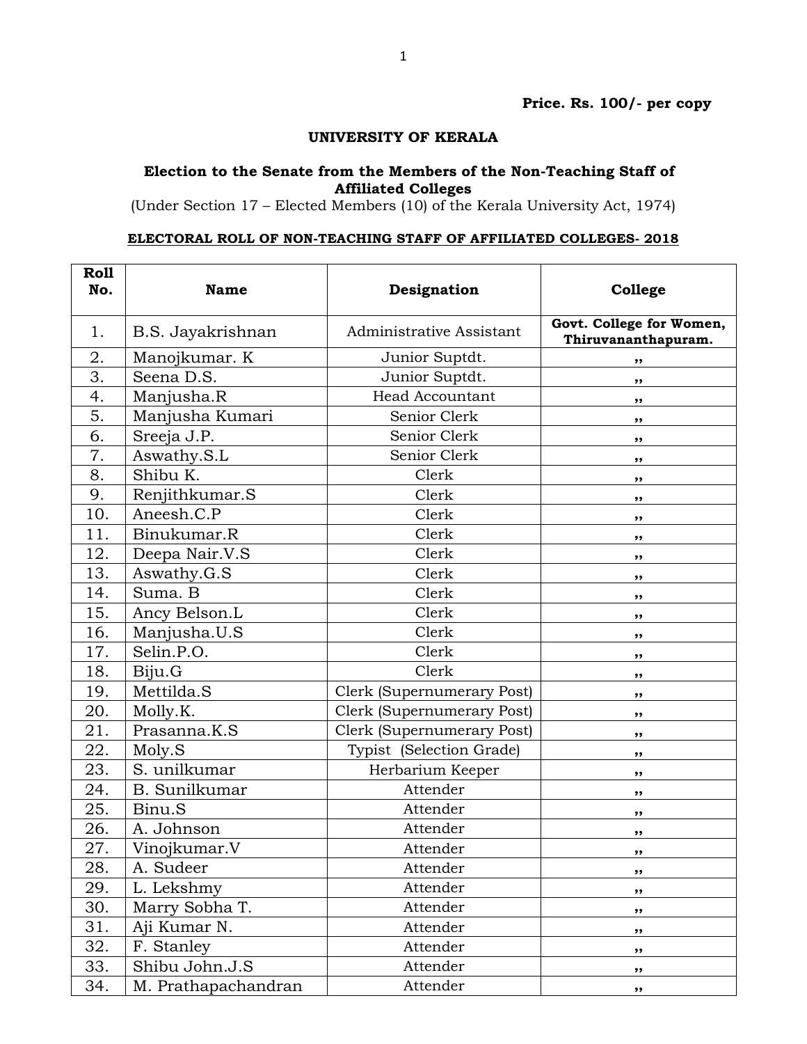**Price. Rs. 100/- per copy**

# UNIVERSITY OF KERALA

## Election to the Senate from the Members of the Non-Teaching Staff of Affiliated Colleges

(Under Section 17 – Elected Members (10) of the Kerala University Act, 1974)

**ELECTORAL ROLL OF NON-TEACHING STAFF OF AFFILIATED COLLEGES- 2018**

| Roll No. | Name | Designation | College |
|---|---|---|---|
| 1. | B.S. Jayakrishnan | Administrative Assistant | **Govt. College for Women, Thiruvananthapuram.** |
| 2. | Manojkumar. K | Junior Suptdt. | ,, |
| 3. | Seena D.S. | Junior Suptdt. | ,, |
| 4. | Manjusha.R | Head Accountant | ,, |
| 5. | Manjusha Kumari | Senior Clerk | ,, |
| 6. | Sreeja J.P. | Senior Clerk | ,, |
| 7. | Aswathy.S.L | Senior Clerk | ,, |
| 8. | Shibu K. | Clerk | ,, |
| 9. | Renjithkumar.S | Clerk | ,, |
| 10. | Aneesh.C.P | Clerk | ,, |
| 11. | Binukumar.R | Clerk | ,, |
| 12. | Deepa Nair.V.S | Clerk | ,, |
| 13. | Aswathy.G.S | Clerk | ,, |
| 14. | Suma. B | Clerk | ,, |
| 15. | Ancy Belson.L | Clerk | ,, |
| 16. | Manjusha.U.S | Clerk | ,, |
| 17. | Selin.P.O. | Clerk | ,, |
| 18. | Biju.G | Clerk | ,, |
| 19. | Mettilda.S | Clerk (Supernumerary Post) | ,, |
| 20. | Molly.K. | Clerk (Supernumerary Post) | ,, |
| 21. | Prasanna.K.S | Clerk (Supernumerary Post) | ,, |
| 22. | Moly.S | Typist (Selection Grade) | ,, |
| 23. | S. unilkumar | Herbarium Keeper | ,, |
| 24. | B. Sunilkumar | Attender | ,, |
| 25. | Binu.S | Attender | ,, |
| 26. | A. Johnson | Attender | ,, |
| 27. | Vinojkumar.V | Attender | ,, |
| 28. | A. Sudeer | Attender | ,, |
| 29. | L. Lekshmy | Attender | ,, |
| 30. | Marry Sobha T. | Attender | ,, |
| 31. | Aji Kumar N. | Attender | ,, |
| 32. | F. Stanley | Attender | ,, |
| 33. | Shibu John.J.S | Attender | ,, |
| 34. | M. Prathapachandran | Attender | ,, |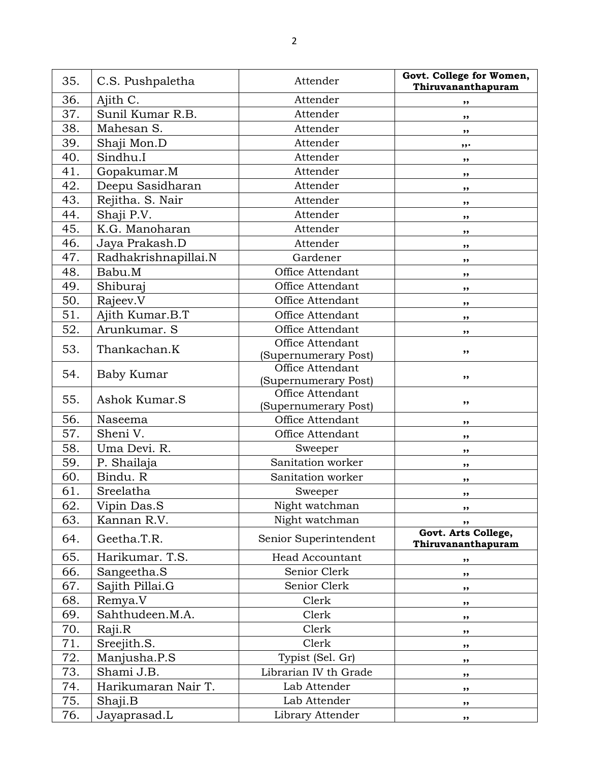| 35. | C.S. Pushpaletha | Attender | **Govt. College for Women, Thiruvananthapuram** |
|---|---|---|---|
| 36. | Ajith C. | Attender | ,, |
| 37. | Sunil Kumar R.B. | Attender | ,, |
| 38. | Mahesan S. | Attender | ,, |
| 39. | Shaji Mon.D | Attender | ,,. |
| 40. | Sindhu.I | Attender | ,, |
| 41. | Gopakumar.M | Attender | ,, |
| 42. | Deepu Sasidharan | Attender | ,, |
| 43. | Rejitha. S. Nair | Attender | ,, |
| 44. | Shaji P.V. | Attender | ,, |
| 45. | K.G. Manoharan | Attender | ,, |
| 46. | Jaya Prakash.D | Attender | ,, |
| 47. | Radhakrishnapillai.N | Gardener | ,, |
| 48. | Babu.M | Office Attendant | ,, |
| 49. | Shiburaj | Office Attendant | ,, |
| 50. | Rajeev.V | Office Attendant | ,, |
| 51. | Ajith Kumar.B.T | Office Attendant | ,, |
| 52. | Arunkumar. S | Office Attendant | ,, |
| 53. | Thankachan.K | Office Attendant (Supernumerary Post) | ,, |
| 54. | Baby Kumar | Office Attendant (Supernumerary Post) | ,, |
| 55. | Ashok Kumar.S | Office Attendant (Supernumerary Post) | ,, |
| 56. | Naseema | Office Attendant | ,, |
| 57. | Sheni V. | Office Attendant | ,, |
| 58. | Uma Devi. R. | Sweeper | ,, |
| 59. | P. Shailaja | Sanitation worker | ,, |
| 60. | Bindu. R | Sanitation worker | ,, |
| 61. | Sreelatha | Sweeper | ,, |
| 62. | Vipin Das.S | Night watchman | ,, |
| 63. | Kannan R.V. | Night watchman | ,, |
| 64. | Geetha.T.R. | Senior Superintendent | **Govt. Arts College, Thiruvananthapuram** |
| 65. | Harikumar. T.S. | Head Accountant | ,, |
| 66. | Sangeetha.S | Senior Clerk | ,, |
| 67. | Sajith Pillai.G | Senior Clerk | ,, |
| 68. | Remya.V | Clerk | ,, |
| 69. | Sahthudeen.M.A. | Clerk | ,, |
| 70. | Raji.R | Clerk | ,, |
| 71. | Sreejith.S. | Clerk | ,, |
| 72. | Manjusha.P.S | Typist (Sel. Gr) | ,, |
| 73. | Shami J.B. | Librarian IV th Grade | ,, |
| 74. | Harikumaran Nair T. | Lab Attender | ,, |
| 75. | Shaji.B | Lab Attender | ,, |
| 76. | Jayaprasad.L | Library Attender | ,, |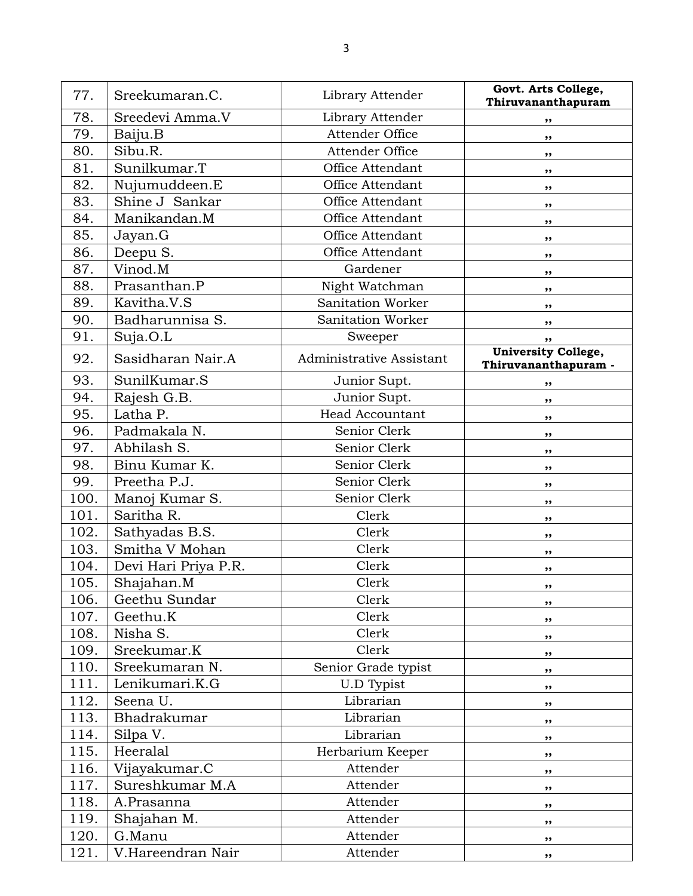| | | | |
|---|---|---|---|
| 77. | Sreekumaran.C. | Library Attender | **Govt. Arts College, Thiruvananthapuram** |
| 78. | Sreedevi Amma.V | Library Attender | ,, |
| 79. | Baiju.B | Attender Office | ,, |
| 80. | Sibu.R. | Attender Office | ,, |
| 81. | Sunilkumar.T | Office Attendant | ,, |
| 82. | Nujumuddeen.E | Office Attendant | ,, |
| 83. | Shine J Sankar | Office Attendant | ,, |
| 84. | Manikandan.M | Office Attendant | ,, |
| 85. | Jayan.G | Office Attendant | ,, |
| 86. | Deepu S. | Office Attendant | ,, |
| 87. | Vinod.M | Gardener | ,, |
| 88. | Prasanthan.P | Night Watchman | ,, |
| 89. | Kavitha.V.S | Sanitation Worker | ,, |
| 90. | Badharunnisa S. | Sanitation Worker | ,, |
| 91. | Suja.O.L | Sweeper | ,, |
| 92. | Sasidharan Nair.A | Administrative Assistant | **University College, Thiruvananthapuram -** |
| 93. | SunilKumar.S | Junior Supt. | ,, |
| 94. | Rajesh G.B. | Junior Supt. | ,, |
| 95. | Latha P. | Head Accountant | ,, |
| 96. | Padmakala N. | Senior Clerk | ,, |
| 97. | Abhilash S. | Senior Clerk | ,, |
| 98. | Binu Kumar K. | Senior Clerk | ,, |
| 99. | Preetha P.J. | Senior Clerk | ,, |
| 100. | Manoj Kumar S. | Senior Clerk | ,, |
| 101. | Saritha R. | Clerk | ,, |
| 102. | Sathyadas B.S. | Clerk | ,, |
| 103. | Smitha V Mohan | Clerk | ,, |
| 104. | Devi Hari Priya P.R. | Clerk | ,, |
| 105. | Shajahan.M | Clerk | ,, |
| 106. | Geethu Sundar | Clerk | ,, |
| 107. | Geethu.K | Clerk | ,, |
| 108. | Nisha S. | Clerk | ,, |
| 109. | Sreekumar.K | Clerk | ,, |
| 110. | Sreekumaran N. | Senior Grade typist | ,, |
| 111. | Lenikumari.K.G | U.D Typist | ,, |
| 112. | Seena U. | Librarian | ,, |
| 113. | Bhadrakumar | Librarian | ,, |
| 114. | Silpa V. | Librarian | ,, |
| 115. | Heeralal | Herbarium Keeper | ,, |
| 116. | Vijayakumar.C | Attender | ,, |
| 117. | Sureshkumar M.A | Attender | ,, |
| 118. | A.Prasanna | Attender | ,, |
| 119. | Shajahan M. | Attender | ,, |
| 120. | G.Manu | Attender | ,, |
| 121. | V.Hareendran Nair | Attender | ,, |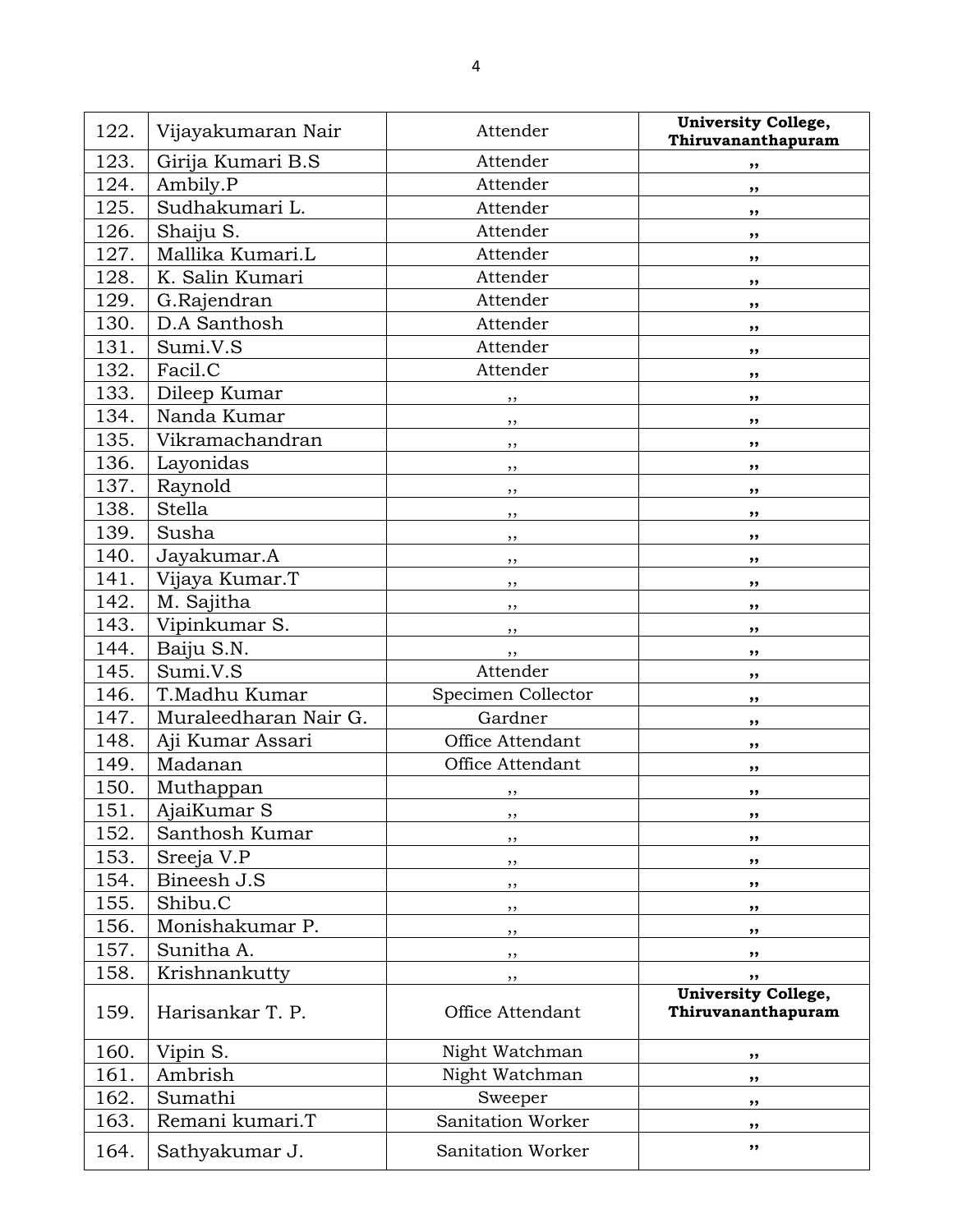| 122. | Vijayakumaran Nair | Attender | **University College, Thiruvananthapuram** |
|---|---|---|---|
| 123. | Girija Kumari B.S | Attender | ,, |
| 124. | Ambily.P | Attender | ,, |
| 125. | Sudhakumari L. | Attender | ,, |
| 126. | Shaiju S. | Attender | ,, |
| 127. | Mallika Kumari.L | Attender | ,, |
| 128. | K. Salin Kumari | Attender | ,, |
| 129. | G.Rajendran | Attender | ,, |
| 130. | D.A Santhosh | Attender | ,, |
| 131. | Sumi.V.S | Attender | ,, |
| 132. | Facil.C | Attender | ,, |
| 133. | Dileep Kumar | ,, | ,, |
| 134. | Nanda Kumar | ,, | ,, |
| 135. | Vikramachandran | ,, | ,, |
| 136. | Layonidas | ,, | ,, |
| 137. | Raynold | ,, | ,, |
| 138. | Stella | ,, | ,, |
| 139. | Susha | ,, | ,, |
| 140. | Jayakumar.A | ,, | ,, |
| 141. | Vijaya Kumar.T | ,, | ,, |
| 142. | M. Sajitha | ,, | ,, |
| 143. | Vipinkumar S. | ,, | ,, |
| 144. | Baiju S.N. | ,, | ,, |
| 145. | Sumi.V.S | Attender | ,, |
| 146. | T.Madhu Kumar | Specimen Collector | ,, |
| 147. | Muraleedharan Nair G. | Gardner | ,, |
| 148. | Aji Kumar Assari | Office Attendant | ,, |
| 149. | Madanan | Office Attendant | ,, |
| 150. | Muthappan | ,, | ,, |
| 151. | AjaiKumar S | ,, | ,, |
| 152. | Santhosh Kumar | ,, | ,, |
| 153. | Sreeja V.P | ,, | ,, |
| 154. | Bineesh J.S | ,, | ,, |
| 155. | Shibu.C | ,, | ,, |
| 156. | Monishakumar P. | ,, | ,, |
| 157. | Sunitha A. | ,, | ,, |
| 158. | Krishnankutty | ,, | ,, |
| 159. | Harisankar T. P. | Office Attendant | **University College, Thiruvananthapuram** |
| 160. | Vipin S. | Night Watchman | ,, |
| 161. | Ambrish | Night Watchman | ,, |
| 162. | Sumathi | Sweeper | ,, |
| 163. | Remani kumari.T | Sanitation Worker | ,, |
| 164. | Sathyakumar J. | Sanitation Worker | ,, |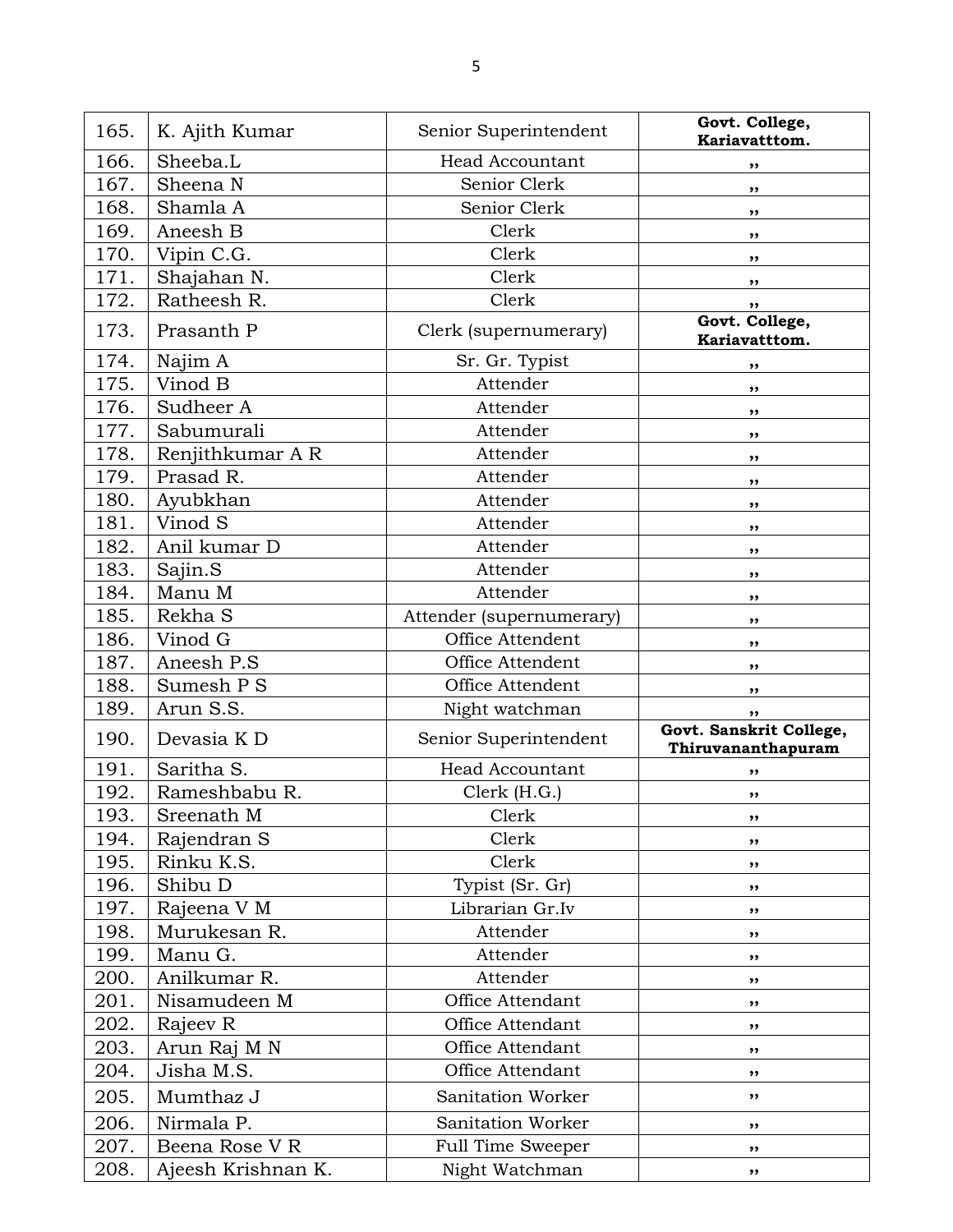| 165. | K. Ajith Kumar | Senior Superintendent | **Govt. College, Kariavatttom.** |
|---|---|---|---|
| 166. | Sheeba.L | Head Accountant | ,, |
| 167. | Sheena N | Senior Clerk | ,, |
| 168. | Shamla A | Senior Clerk | ,, |
| 169. | Aneesh B | Clerk | ,, |
| 170. | Vipin C.G. | Clerk | ,, |
| 171. | Shajahan N. | Clerk | ,, |
| 172. | Ratheesh R. | Clerk | ,, |
| 173. | Prasanth P | Clerk (supernumerary) | **Govt. College, Kariavatttom.** |
| 174. | Najim A | Sr. Gr. Typist | ,, |
| 175. | Vinod B | Attender | ,, |
| 176. | Sudheer A | Attender | ,, |
| 177. | Sabumurali | Attender | ,, |
| 178. | Renjithkumar A R | Attender | ,, |
| 179. | Prasad R. | Attender | ,, |
| 180. | Ayubkhan | Attender | ,, |
| 181. | Vinod S | Attender | ,, |
| 182. | Anil kumar D | Attender | ,, |
| 183. | Sajin.S | Attender | ,, |
| 184. | Manu M | Attender | ,, |
| 185. | Rekha S | Attender (supernumerary) | ,, |
| 186. | Vinod G | Office Attendent | ,, |
| 187. | Aneesh P.S | Office Attendent | ,, |
| 188. | Sumesh P S | Office Attendent | ,, |
| 189. | Arun S.S. | Night watchman | ,, |
| 190. | Devasia K D | Senior Superintendent | **Govt. Sanskrit College, Thiruvananthapuram** |
| 191. | Saritha S. | Head Accountant | ,, |
| 192. | Rameshbabu R. | Clerk (H.G.) | ,, |
| 193. | Sreenath M | Clerk | ,, |
| 194. | Rajendran S | Clerk | ,, |
| 195. | Rinku K.S. | Clerk | ,, |
| 196. | Shibu D | Typist (Sr. Gr) | ,, |
| 197. | Rajeena V M | Librarian Gr.Iv | ,, |
| 198. | Murukesan R. | Attender | ,, |
| 199. | Manu G. | Attender | ,, |
| 200. | Anilkumar R. | Attender | ,, |
| 201. | Nisamudeen M | Office Attendant | ,, |
| 202. | Rajeev R | Office Attendant | ,, |
| 203. | Arun Raj M N | Office Attendant | ,, |
| 204. | Jisha M.S. | Office Attendant | ,, |
| 205. | Mumthaz J | Sanitation Worker | ,, |
| 206. | Nirmala P. | Sanitation Worker | ,, |
| 207. | Beena Rose V R | Full Time Sweeper | ,, |
| 208. | Ajeesh Krishnan K. | Night Watchman | ,, |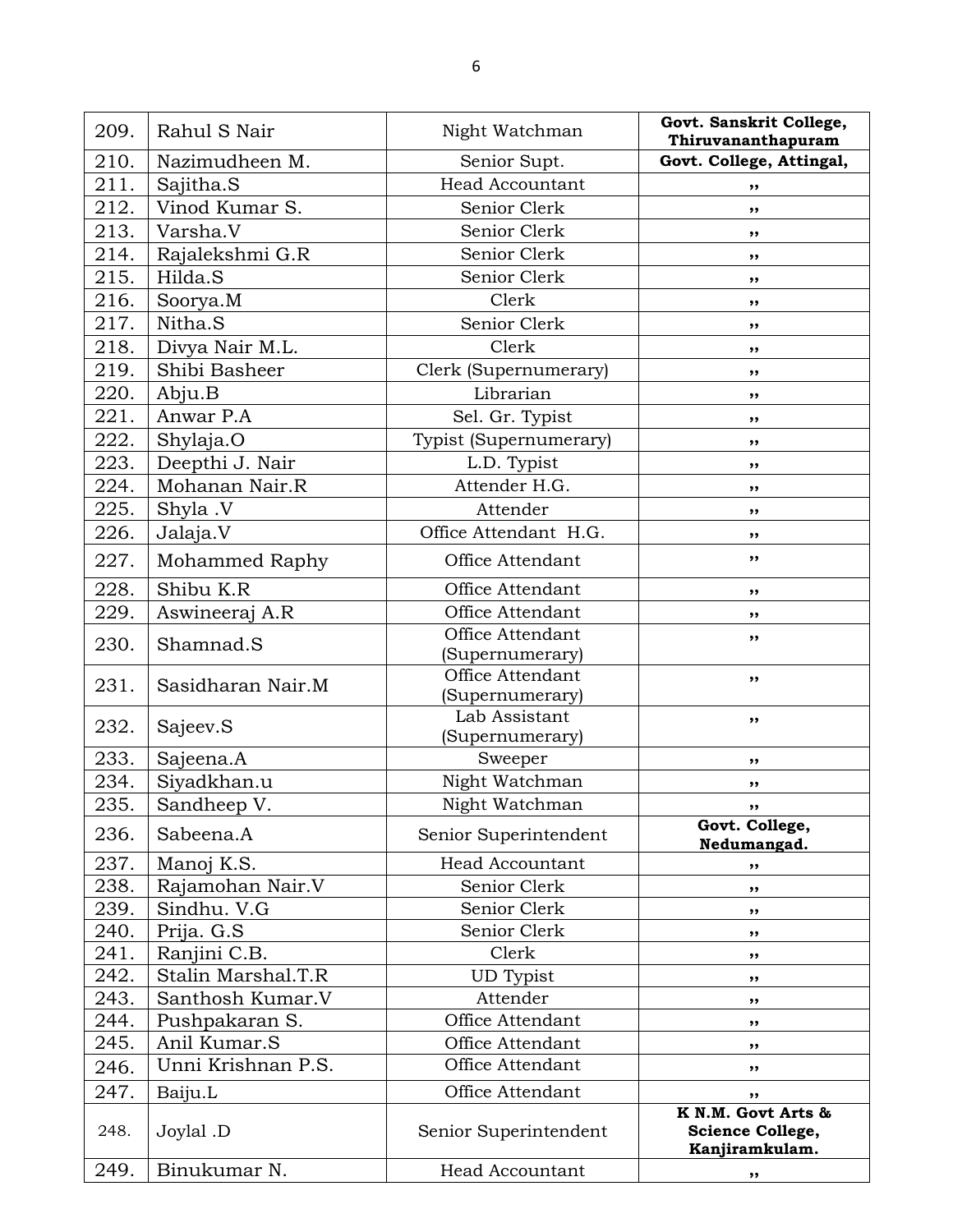| 209. | Rahul S Nair | Night Watchman | **Govt. Sanskrit College, Thiruvananthapuram** |
|---|---|---|---|
| 210. | Nazimudheen M. | Senior Supt. | **Govt. College, Attingal,** |
| 211. | Sajitha.S | Head Accountant | ,, |
| 212. | Vinod Kumar S. | Senior Clerk | ,, |
| 213. | Varsha.V | Senior Clerk | ,, |
| 214. | Rajalekshmi G.R | Senior Clerk | ,, |
| 215. | Hilda.S | Senior Clerk | ,, |
| 216. | Soorya.M | Clerk | ,, |
| 217. | Nitha.S | Senior Clerk | ,, |
| 218. | Divya Nair M.L. | Clerk | ,, |
| 219. | Shibi Basheer | Clerk (Supernumerary) | ,, |
| 220. | Abju.B | Librarian | ,, |
| 221. | Anwar P.A | Sel. Gr. Typist | ,, |
| 222. | Shylaja.O | Typist (Supernumerary) | ,, |
| 223. | Deepthi J. Nair | L.D. Typist | ,, |
| 224. | Mohanan Nair.R | Attender H.G. | ,, |
| 225. | Shyla .V | Attender | ,, |
| 226. | Jalaja.V | Office Attendant H.G. | ,, |
| 227. | Mohammed Raphy | Office Attendant | ,, |
| 228. | Shibu K.R | Office Attendant | ,, |
| 229. | Aswineeraj A.R | Office Attendant | ,, |
| 230. | Shamnad.S | Office Attendant (Supernumerary) | ,, |
| 231. | Sasidharan Nair.M | Office Attendant (Supernumerary) | ,, |
| 232. | Sajeev.S | Lab Assistant (Supernumerary) | ,, |
| 233. | Sajeena.A | Sweeper | ,, |
| 234. | Siyadkhan.u | Night Watchman | ,, |
| 235. | Sandheep V. | Night Watchman | ,, |
| 236. | Sabeena.A | Senior Superintendent | **Govt. College, Nedumangad.** |
| 237. | Manoj K.S. | Head Accountant | ,, |
| 238. | Rajamohan Nair.V | Senior Clerk | ,, |
| 239. | Sindhu. V.G | Senior Clerk | ,, |
| 240. | Prija. G.S | Senior Clerk | ,, |
| 241. | Ranjini C.B. | Clerk | ,, |
| 242. | Stalin Marshal.T.R | UD Typist | ,, |
| 243. | Santhosh Kumar.V | Attender | ,, |
| 244. | Pushpakaran S. | Office Attendant | ,, |
| 245. | Anil Kumar.S | Office Attendant | ,, |
| 246. | Unni Krishnan P.S. | Office Attendant | ,, |
| 247. | Baiju.L | Office Attendant | ,, |
| 248. | Joylal .D | Senior Superintendent | **K N.M. Govt Arts & Science College, Kanjiramkulam.** |
| 249. | Binukumar N. | Head Accountant | ,, |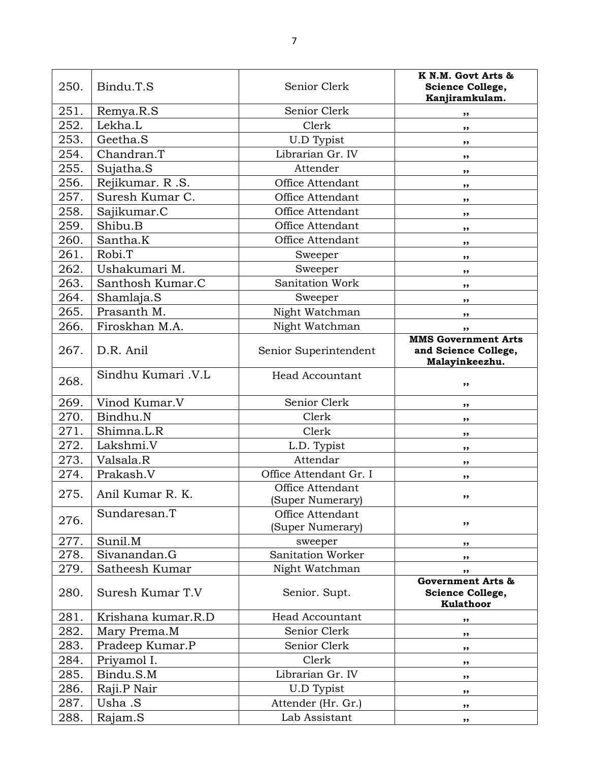| 250. | Bindu.T.S | Senior Clerk | **K N.M. Govt Arts & Science College, Kanjiramkulam.** |
|---|---|---|---|
| 251. | Remya.R.S | Senior Clerk | ,, |
| 252. | Lekha.L | Clerk | ,, |
| 253. | Geetha.S | U.D Typist | ,, |
| 254. | Chandran.T | Librarian Gr. IV | ,, |
| 255. | Sujatha.S | Attender | ,, |
| 256. | Rejikumar. R .S. | Office Attendant | ,, |
| 257. | Suresh Kumar C. | Office Attendant | ,, |
| 258. | Sajikumar.C | Office Attendant | ,, |
| 259. | Shibu.B | Office Attendant | ,, |
| 260. | Santha.K | Office Attendant | ,, |
| 261. | Robi.T | Sweeper | ,, |
| 262. | Ushakumari M. | Sweeper | ,, |
| 263. | Santhosh Kumar.C | Sanitation Work | ,, |
| 264. | Shamlaja.S | Sweeper | ,, |
| 265. | Prasanth M. | Night Watchman | ,, |
| 266. | Firoskhan M.A. | Night Watchman | ,, |
| 267. | D.R. Anil | Senior Superintendent | **MMS Government Arts and Science College, Malayinkeezhu.** |
| 268. | Sindhu Kumari .V.L | Head Accountant | ,, |
| 269. | Vinod Kumar.V | Senior Clerk | ,, |
| 270. | Bindhu.N | Clerk | ,, |
| 271. | Shimna.L.R | Clerk | ,, |
| 272. | Lakshmi.V | L.D. Typist | ,, |
| 273. | Valsala.R | Attendar | ,, |
| 274. | Prakash.V | Office Attendant Gr. I | ,, |
| 275. | Anil Kumar R. K. | Office Attendant (Super Numerary) | ,, |
| 276. | Sundaresan.T | Office Attendant (Super Numerary) | ,, |
| 277. | Sunil.M | sweeper | ,, |
| 278. | Sivanandan.G | Sanitation Worker | ,, |
| 279. | Satheesh Kumar | Night Watchman | ,, |
| 280. | Suresh Kumar T.V | Senior. Supt. | **Government Arts & Science College, Kulathoor** |
| 281. | Krishana kumar.R.D | Head Accountant | ,, |
| 282. | Mary Prema.M | Senior Clerk | ,, |
| 283. | Pradeep Kumar.P | Senior Clerk | ,, |
| 284. | Priyamol I. | Clerk | ,, |
| 285. | Bindu.S.M | Librarian Gr. IV | ,, |
| 286. | Raji.P Nair | U.D Typist | ,, |
| 287. | Usha .S | Attender (Hr. Gr.) | ,, |
| 288. | Rajam.S | Lab Assistant | ,, |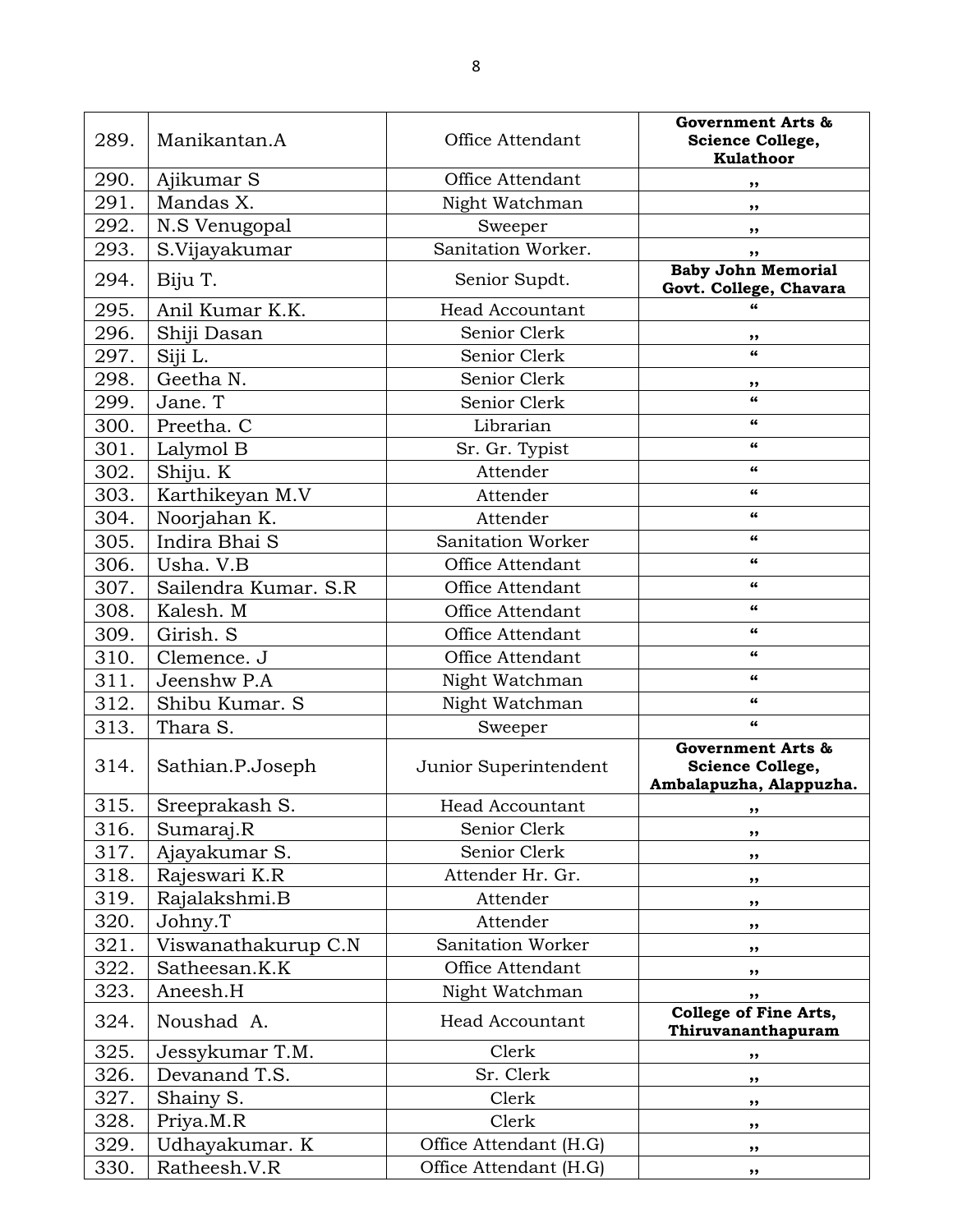| | | | |
|---|---|---|---|
| 289. | Manikantan.A | Office Attendant | **Government Arts & Science College, Kulathoor** |
| 290. | Ajikumar S | Office Attendant | ,, |
| 291. | Mandas X. | Night Watchman | ,, |
| 292. | N.S Venugopal | Sweeper | ,, |
| 293. | S.Vijayakumar | Sanitation Worker. | ,, |
| 294. | Biju T. | Senior Supdt. | **Baby John Memorial Govt. College, Chavara** |
| 295. | Anil Kumar K.K. | Head Accountant | " |
| 296. | Shiji Dasan | Senior Clerk | ,, |
| 297. | Siji L. | Senior Clerk | " |
| 298. | Geetha N. | Senior Clerk | ,, |
| 299. | Jane. T | Senior Clerk | " |
| 300. | Preetha. C | Librarian | " |
| 301. | Lalymol B | Sr. Gr. Typist | " |
| 302. | Shiju. K | Attender | " |
| 303. | Karthikeyan M.V | Attender | " |
| 304. | Noorjahan K. | Attender | " |
| 305. | Indira Bhai S | Sanitation Worker | " |
| 306. | Usha. V.B | Office Attendant | " |
| 307. | Sailendra Kumar. S.R | Office Attendant | " |
| 308. | Kalesh. M | Office Attendant | " |
| 309. | Girish. S | Office Attendant | " |
| 310. | Clemence. J | Office Attendant | " |
| 311. | Jeenshw P.A | Night Watchman | " |
| 312. | Shibu Kumar. S | Night Watchman | " |
| 313. | Thara S. | Sweeper | " |
| 314. | Sathian.P.Joseph | Junior Superintendent | **Government Arts & Science College, Ambalapuzha, Alappuzha.** |
| 315. | Sreeprakash S. | Head Accountant | ,, |
| 316. | Sumaraj.R | Senior Clerk | ,, |
| 317. | Ajayakumar S. | Senior Clerk | ,, |
| 318. | Rajeswari K.R | Attender Hr. Gr. | ,, |
| 319. | Rajalakshmi.B | Attender | ,, |
| 320. | Johny.T | Attender | ,, |
| 321. | Viswanathakurup C.N | Sanitation Worker | ,, |
| 322. | Satheesan.K.K | Office Attendant | ,, |
| 323. | Aneesh.H | Night Watchman | ,, |
| 324. | Noushad A. | Head Accountant | **College of Fine Arts, Thiruvananthapuram** |
| 325. | Jessykumar T.M. | Clerk | ,, |
| 326. | Devanand T.S. | Sr. Clerk | ,, |
| 327. | Shainy S. | Clerk | ,, |
| 328. | Priya.M.R | Clerk | ,, |
| 329. | Udhayakumar. K | Office Attendant (H.G) | ,, |
| 330. | Ratheesh.V.R | Office Attendant (H.G) | ,, |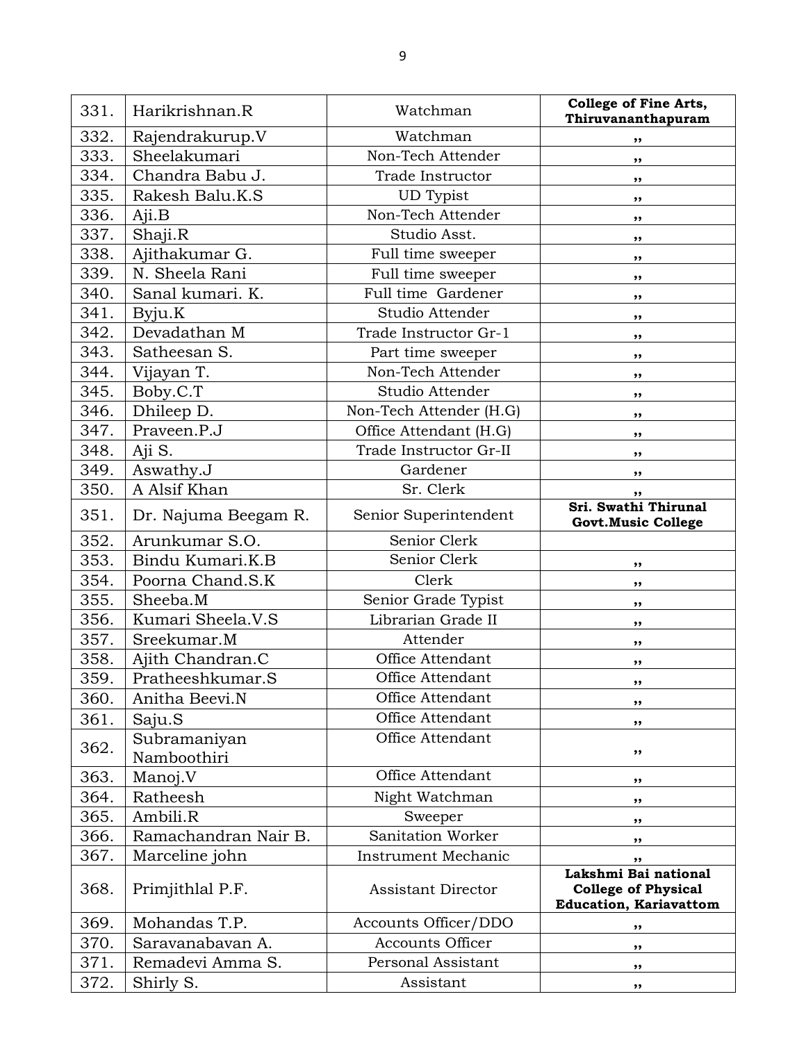| 331. | Harikrishnan.R | Watchman | **College of Fine Arts, Thiruvananthapuram** |
|---|---|---|---|
| 332. | Rajendrakurup.V | Watchman | ,, |
| 333. | Sheelakumari | Non-Tech Attender | ,, |
| 334. | Chandra Babu J. | Trade Instructor | ,, |
| 335. | Rakesh Balu.K.S | UD Typist | ,, |
| 336. | Aji.B | Non-Tech Attender | ,, |
| 337. | Shaji.R | Studio Asst. | ,, |
| 338. | Ajithakumar G. | Full time sweeper | ,, |
| 339. | N. Sheela Rani | Full time sweeper | ,, |
| 340. | Sanal kumari. K. | Full time Gardener | ,, |
| 341. | Byju.K | Studio Attender | ,, |
| 342. | Devadathan M | Trade Instructor Gr-1 | ,, |
| 343. | Satheesan S. | Part time sweeper | ,, |
| 344. | Vijayan T. | Non-Tech Attender | ,, |
| 345. | Boby.C.T | Studio Attender | ,, |
| 346. | Dhileep D. | Non-Tech Attender (H.G) | ,, |
| 347. | Praveen.P.J | Office Attendant (H.G) | ,, |
| 348. | Aji S. | Trade Instructor Gr-II | ,, |
| 349. | Aswathy.J | Gardener | ,, |
| 350. | A Alsif Khan | Sr. Clerk | ,, |
| 351. | Dr. Najuma Beegam R. | Senior Superintendent | **Sri. Swathi Thirunal Govt.Music College** |
| 352. | Arunkumar S.O. | Senior Clerk | |
| 353. | Bindu Kumari.K.B | Senior Clerk | ,, |
| 354. | Poorna Chand.S.K | Clerk | ,, |
| 355. | Sheeba.M | Senior Grade Typist | ,, |
| 356. | Kumari Sheela.V.S | Librarian Grade II | ,, |
| 357. | Sreekumar.M | Attender | ,, |
| 358. | Ajith Chandran.C | Office Attendant | ,, |
| 359. | Pratheeshkumar.S | Office Attendant | ,, |
| 360. | Anitha Beevi.N | Office Attendant | ,, |
| 361. | Saju.S | Office Attendant | ,, |
| 362. | Subramaniyan Namboothiri | Office Attendant | ,, |
| 363. | Manoj.V | Office Attendant | ,, |
| 364. | Ratheesh | Night Watchman | ,, |
| 365. | Ambili.R | Sweeper | ,, |
| 366. | Ramachandran Nair B. | Sanitation Worker | ,, |
| 367. | Marceline john | Instrument Mechanic | ,, |
| 368. | Primjithlal P.F. | Assistant Director | **Lakshmi Bai national College of Physical Education, Kariavattom** |
| 369. | Mohandas T.P. | Accounts Officer/DDO | ,, |
| 370. | Saravanabavan A. | Accounts Officer | ,, |
| 371. | Remadevi Amma S. | Personal Assistant | ,, |
| 372. | Shirly S. | Assistant | ,, |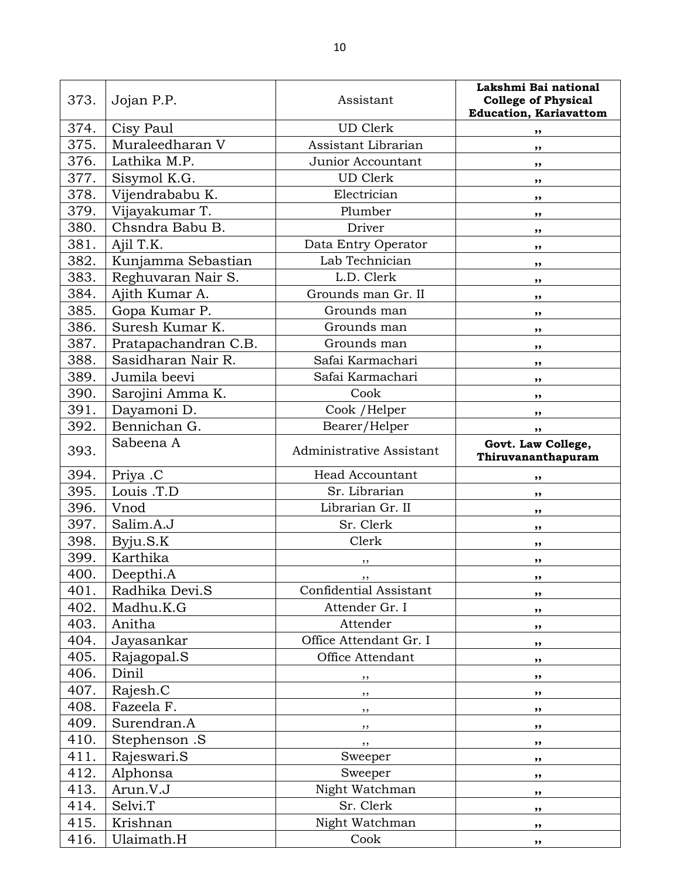| 373. | Jojan P.P. | Assistant | **Lakshmi Bai national College of Physical Education, Kariavattom** |
|---|---|---|---|
| 374. | Cisy Paul | UD Clerk | ,, |
| 375. | Muraleedharan V | Assistant Librarian | ,, |
| 376. | Lathika M.P. | Junior Accountant | ,, |
| 377. | Sisymol K.G. | UD Clerk | ,, |
| 378. | Vijendrababu K. | Electrician | ,, |
| 379. | Vijayakumar T. | Plumber | ,, |
| 380. | Chsndra Babu B. | Driver | ,, |
| 381. | Ajil T.K. | Data Entry Operator | ,, |
| 382. | Kunjamma Sebastian | Lab Technician | ,, |
| 383. | Reghuvaran Nair S. | L.D. Clerk | ,, |
| 384. | Ajith Kumar A. | Grounds man Gr. II | ,, |
| 385. | Gopa Kumar P. | Grounds man | ,, |
| 386. | Suresh Kumar K. | Grounds man | ,, |
| 387. | Pratapachandran C.B. | Grounds man | ,, |
| 388. | Sasidharan Nair R. | Safai Karmachari | ,, |
| 389. | Jumila beevi | Safai Karmachari | ,, |
| 390. | Sarojini Amma K. | Cook | ,, |
| 391. | Dayamoni D. | Cook /Helper | ,, |
| 392. | Bennichan G. | Bearer/Helper | ,, |
| 393. | Sabeena A | Administrative Assistant | **Govt. Law College, Thiruvananthapuram** |
| 394. | Priya .C | Head Accountant | ,, |
| 395. | Louis .T.D | Sr. Librarian | ,, |
| 396. | Vnod | Librarian Gr. II | ,, |
| 397. | Salim.A.J | Sr. Clerk | ,, |
| 398. | Byju.S.K | Clerk | ,, |
| 399. | Karthika | ,, | ,, |
| 400. | Deepthi.A | ,, | ,, |
| 401. | Radhika Devi.S | Confidential Assistant | ,, |
| 402. | Madhu.K.G | Attender Gr. I | ,, |
| 403. | Anitha | Attender | ,, |
| 404. | Jayasankar | Office Attendant Gr. I | ,, |
| 405. | Rajagopal.S | Office Attendant | ,, |
| 406. | Dinil | ,, | ,, |
| 407. | Rajesh.C | ,, | ,, |
| 408. | Fazeela F. | ,, | ,, |
| 409. | Surendran.A | ,, | ,, |
| 410. | Stephenson .S | ,, | ,, |
| 411. | Rajeswari.S | Sweeper | ,, |
| 412. | Alphonsa | Sweeper | ,, |
| 413. | Arun.V.J | Night Watchman | ,, |
| 414. | Selvi.T | Sr. Clerk | ,, |
| 415. | Krishnan | Night Watchman | ,, |
| 416. | Ulaimath.H | Cook | ,, |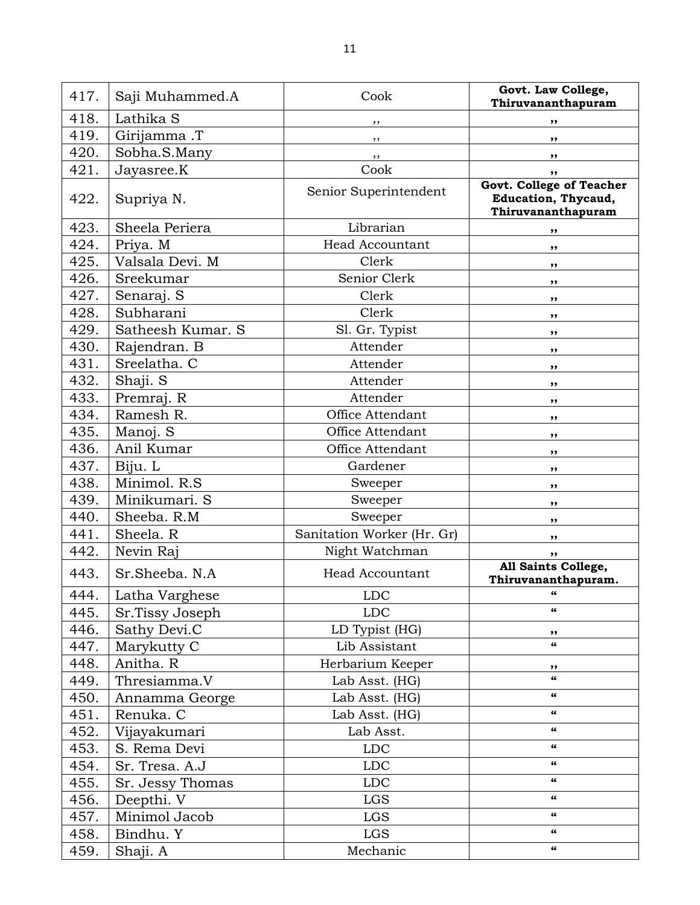| 417. | Saji Muhammed.A | Cook | **Govt. Law College, Thiruvananthapuram** |
|---|---|---|---|
| 418. | Lathika S | ,, | ,, |
| 419. | Girijamma .T | ,, | ,, |
| 420. | Sobha.S.Many | ,, | ,, |
| 421. | Jayasree.K | Cook | ,, |
| 422. | Supriya N. | Senior Superintendent | **Govt. College of Teacher Education, Thycaud, Thiruvananthapuram** |
| 423. | Sheela Periera | Librarian | ,, |
| 424. | Priya. M | Head Accountant | ,, |
| 425. | Valsala Devi. M | Clerk | ,, |
| 426. | Sreekumar | Senior Clerk | ,, |
| 427. | Senaraj. S | Clerk | ,, |
| 428. | Subharani | Clerk | ,, |
| 429. | Satheesh Kumar. S | Sl. Gr. Typist | ,, |
| 430. | Rajendran. B | Attender | ,, |
| 431. | Sreelatha. C | Attender | ,, |
| 432. | Shaji. S | Attender | ,, |
| 433. | Premraj. R | Attender | ,, |
| 434. | Ramesh R. | Office Attendant | ,, |
| 435. | Manoj. S | Office Attendant | ,, |
| 436. | Anil Kumar | Office Attendant | ,, |
| 437. | Biju. L | Gardener | ,, |
| 438. | Minimol. R.S | Sweeper | ,, |
| 439. | Minikumari. S | Sweeper | ,, |
| 440. | Sheeba. R.M | Sweeper | ,, |
| 441. | Sheela. R | Sanitation Worker (Hr. Gr) | ,, |
| 442. | Nevin Raj | Night Watchman | ,, |
| 443. | Sr.Sheeba. N.A | Head Accountant | **All Saints College, Thiruvananthapuram.** |
| 444. | Latha Varghese | LDC | " |
| 445. | Sr.Tissy Joseph | LDC | " |
| 446. | Sathy Devi.C | LD Typist (HG) | ,, |
| 447. | Marykutty C | Lib Assistant | " |
| 448. | Anitha. R | Herbarium Keeper | ,, |
| 449. | Thresiamma.V | Lab Asst. (HG) | " |
| 450. | Annamma George | Lab Asst. (HG) | " |
| 451. | Renuka. C | Lab Asst. (HG) | " |
| 452. | Vijayakumari | Lab Asst. | " |
| 453. | S. Rema Devi | LDC | " |
| 454. | Sr. Tresa. A.J | LDC | " |
| 455. | Sr. Jessy Thomas | LDC | " |
| 456. | Deepthi. V | LGS | " |
| 457. | Minimol Jacob | LGS | " |
| 458. | Bindhu. Y | LGS | " |
| 459. | Shaji. A | Mechanic | " |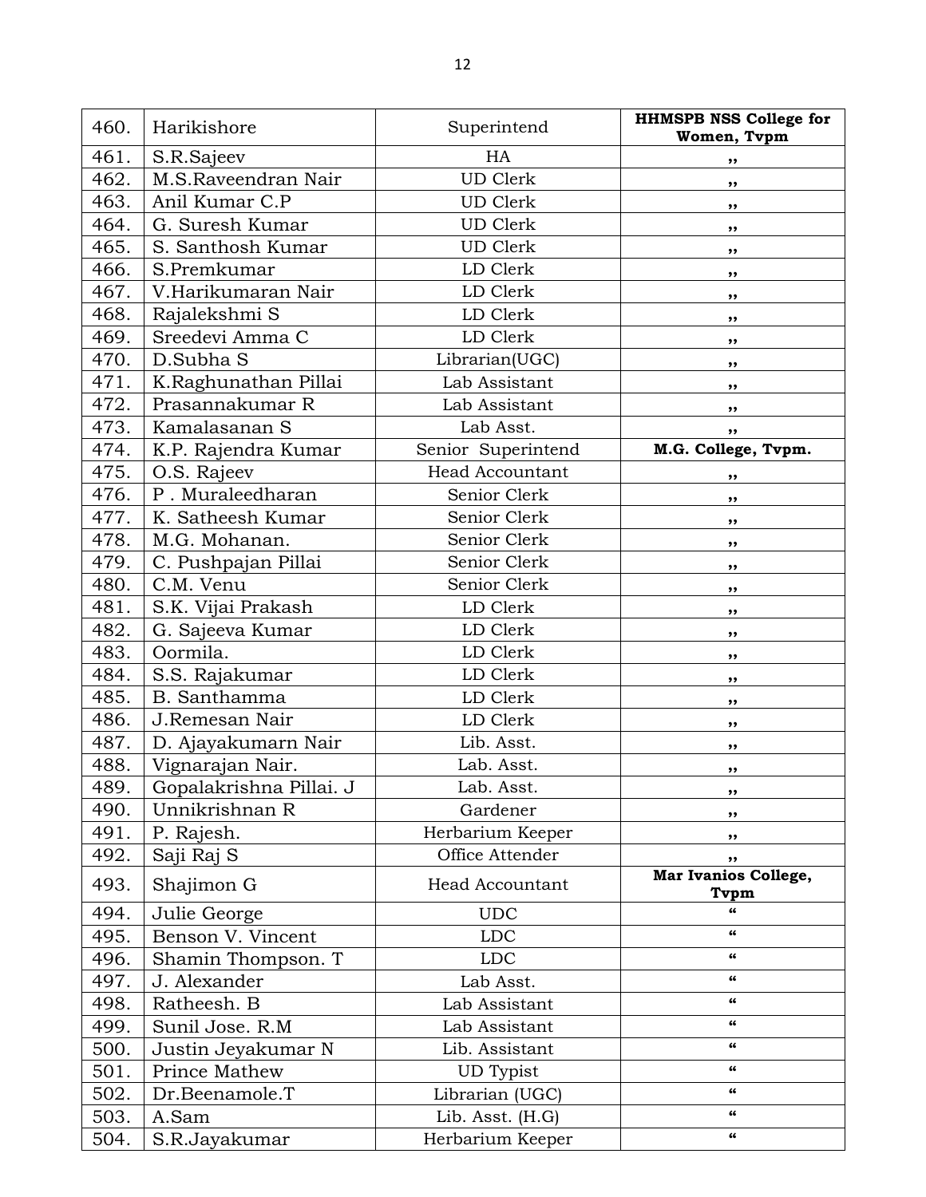| 460. | Harikishore | Superintend | **HHMSPB NSS College for Women, Tvpm** |
|---|---|---|---|
| 461. | S.R.Sajeev | HA | ,, |
| 462. | M.S.Raveendran Nair | UD Clerk | ,, |
| 463. | Anil Kumar C.P | UD Clerk | ,, |
| 464. | G. Suresh Kumar | UD Clerk | ,, |
| 465. | S. Santhosh Kumar | UD Clerk | ,, |
| 466. | S.Premkumar | LD Clerk | ,, |
| 467. | V.Harikumaran Nair | LD Clerk | ,, |
| 468. | Rajalekshmi S | LD Clerk | ,, |
| 469. | Sreedevi Amma C | LD Clerk | ,, |
| 470. | D.Subha S | Librarian(UGC) | ,, |
| 471. | K.Raghunathan Pillai | Lab Assistant | ,, |
| 472. | Prasannakumar R | Lab Assistant | ,, |
| 473. | Kamalasanan S | Lab Asst. | ,, |
| 474. | K.P. Rajendra Kumar | Senior Superintend | **M.G. College, Tvpm.** |
| 475. | O.S. Rajeev | Head Accountant | ,, |
| 476. | P . Muraleedharan | Senior Clerk | ,, |
| 477. | K. Satheesh Kumar | Senior Clerk | ,, |
| 478. | M.G. Mohanan. | Senior Clerk | ,, |
| 479. | C. Pushpajan Pillai | Senior Clerk | ,, |
| 480. | C.M. Venu | Senior Clerk | ,, |
| 481. | S.K. Vijai Prakash | LD Clerk | ,, |
| 482. | G. Sajeeva Kumar | LD Clerk | ,, |
| 483. | Oormila. | LD Clerk | ,, |
| 484. | S.S. Rajakumar | LD Clerk | ,, |
| 485. | B. Santhamma | LD Clerk | ,, |
| 486. | J.Remesan Nair | LD Clerk | ,, |
| 487. | D. Ajayakumarn Nair | Lib. Asst. | ,, |
| 488. | Vignarajan Nair. | Lab. Asst. | ,, |
| 489. | Gopalakrishna Pillai. J | Lab. Asst. | ,, |
| 490. | Unnikrishnan R | Gardener | ,, |
| 491. | P. Rajesh. | Herbarium Keeper | ,, |
| 492. | Saji Raj S | Office Attender | ,, |
| 493. | Shajimon G | Head Accountant | **Mar Ivanios College, Tvpm** |
| 494. | Julie George | UDC | " |
| 495. | Benson V. Vincent | LDC | " |
| 496. | Shamin Thompson. T | LDC | " |
| 497. | J. Alexander | Lab Asst. | " |
| 498. | Ratheesh. B | Lab Assistant | " |
| 499. | Sunil Jose. R.M | Lab Assistant | " |
| 500. | Justin Jeyakumar N | Lib. Assistant | " |
| 501. | Prince Mathew | UD Typist | " |
| 502. | Dr.Beenamole.T | Librarian (UGC) | " |
| 503. | A.Sam | Lib. Asst. (H.G) | " |
| 504. | S.R.Jayakumar | Herbarium Keeper | " |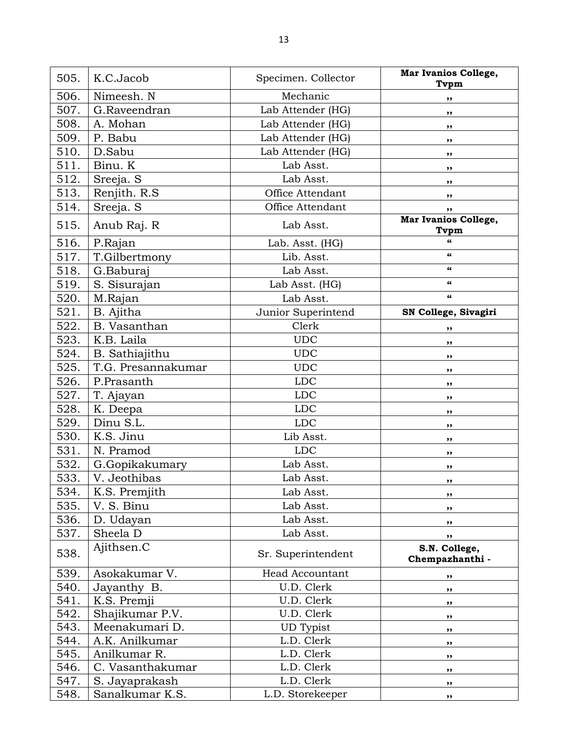| 505. | K.C.Jacob | Specimen. Collector | **Mar Ivanios College, Tvpm** |
|---|---|---|---|
| 506. | Nimeesh. N | Mechanic | ,, |
| 507. | G.Raveendran | Lab Attender (HG) | ,, |
| 508. | A. Mohan | Lab Attender (HG) | ,, |
| 509. | P. Babu | Lab Attender (HG) | ,, |
| 510. | D.Sabu | Lab Attender (HG) | ,, |
| 511. | Binu. K | Lab Asst. | ,, |
| 512. | Sreeja. S | Lab Asst. | ,, |
| 513. | Renjith. R.S | Office Attendant | ,, |
| 514. | Sreeja. S | Office Attendant | ,, |
| 515. | Anub Raj. R | Lab Asst. | **Mar Ivanios College, Tvpm** |
| 516. | P.Rajan | Lab. Asst. (HG) | " |
| 517. | T.Gilbertmony | Lib. Asst. | " |
| 518. | G.Baburaj | Lab Asst. | " |
| 519. | S. Sisurajan | Lab Asst. (HG) | " |
| 520. | M.Rajan | Lab Asst. | " |
| 521. | B. Ajitha | Junior Superintend | **SN College, Sivagiri** |
| 522. | B. Vasanthan | Clerk | ,, |
| 523. | K.B. Laila | UDC | ,, |
| 524. | B. Sathiajithu | UDC | ,, |
| 525. | T.G. Presannakumar | UDC | ,, |
| 526. | P.Prasanth | LDC | ,, |
| 527. | T. Ajayan | LDC | ,, |
| 528. | K. Deepa | LDC | ,, |
| 529. | Dinu S.L. | LDC | ,, |
| 530. | K.S. Jinu | Lib Asst. | ,, |
| 531. | N. Pramod | LDC | ,, |
| 532. | G.Gopikakumary | Lab Asst. | ,, |
| 533. | V. Jeothibas | Lab Asst. | ,, |
| 534. | K.S. Premjith | Lab Asst. | ,, |
| 535. | V. S. Binu | Lab Asst. | ,, |
| 536. | D. Udayan | Lab Asst. | ,, |
| 537. | Sheela D | Lab Asst. | ,, |
| 538. | Ajithsen.C | Sr. Superintendent | **S.N. College, Chempazhanthi -** |
| 539. | Asokakumar V. | Head Accountant | ,, |
| 540. | Jayanthy B. | U.D. Clerk | ,, |
| 541. | K.S. Premji | U.D. Clerk | ,, |
| 542. | Shajikumar P.V. | U.D. Clerk | ,, |
| 543. | Meenakumari D. | UD Typist | ,, |
| 544. | A.K. Anilkumar | L.D. Clerk | ,, |
| 545. | Anilkumar R. | L.D. Clerk | ,, |
| 546. | C. Vasanthakumar | L.D. Clerk | ,, |
| 547. | S. Jayaprakash | L.D. Clerk | ,, |
| 548. | Sanalkumar K.S. | L.D. Storekeeper | ,, |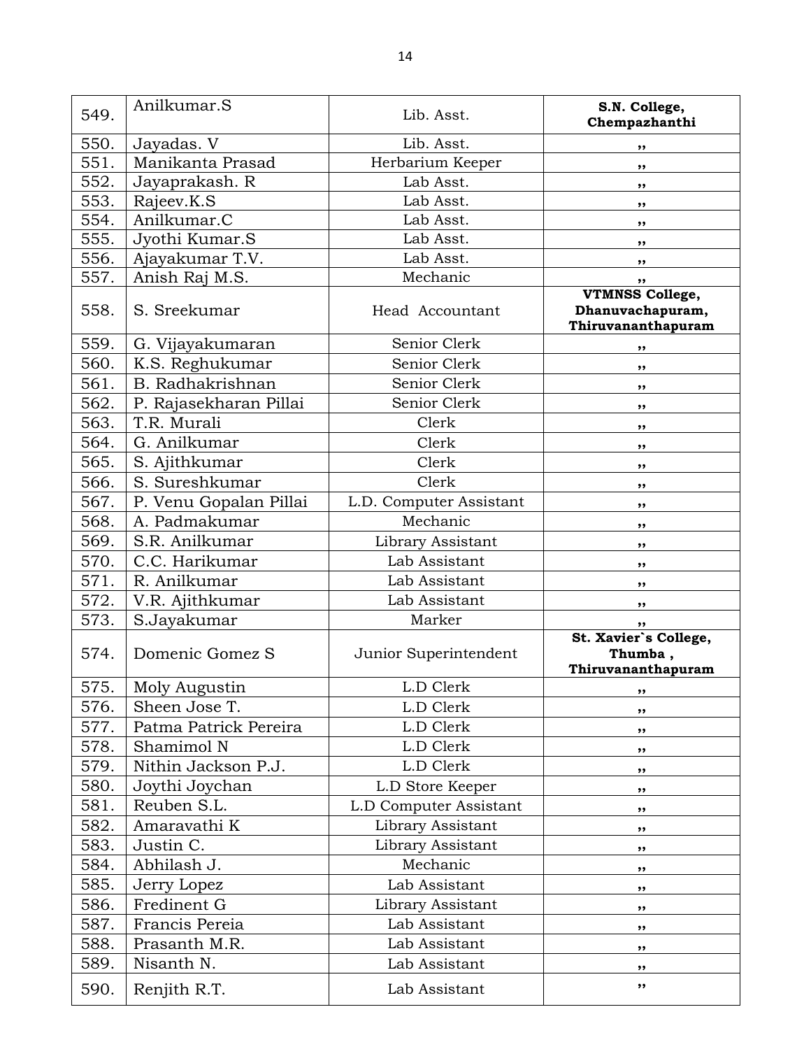| 549. | Anilkumar.S | Lib. Asst. | **S.N. College, Chempazhanthi** |
|---|---|---|---|
| 550. | Jayadas. V | Lib. Asst. | ,, |
| 551. | Manikanta Prasad | Herbarium Keeper | ,, |
| 552. | Jayaprakash. R | Lab Asst. | ,, |
| 553. | Rajeev.K.S | Lab Asst. | ,, |
| 554. | Anilkumar.C | Lab Asst. | ,, |
| 555. | Jyothi Kumar.S | Lab Asst. | ,, |
| 556. | Ajayakumar T.V. | Lab Asst. | ,, |
| 557. | Anish Raj M.S. | Mechanic | ,, |
| 558. | S. Sreekumar | Head Accountant | **VTMNSS College, Dhanuvachapuram, Thiruvananthapuram** |
| 559. | G. Vijayakumaran | Senior Clerk | ,, |
| 560. | K.S. Reghukumar | Senior Clerk | ,, |
| 561. | B. Radhakrishnan | Senior Clerk | ,, |
| 562. | P. Rajasekharan Pillai | Senior Clerk | ,, |
| 563. | T.R. Murali | Clerk | ,, |
| 564. | G. Anilkumar | Clerk | ,, |
| 565. | S. Ajithkumar | Clerk | ,, |
| 566. | S. Sureshkumar | Clerk | ,, |
| 567. | P. Venu Gopalan Pillai | L.D. Computer Assistant | ,, |
| 568. | A. Padmakumar | Mechanic | ,, |
| 569. | S.R. Anilkumar | Library Assistant | ,, |
| 570. | C.C. Harikumar | Lab Assistant | ,, |
| 571. | R. Anilkumar | Lab Assistant | ,, |
| 572. | V.R. Ajithkumar | Lab Assistant | ,, |
| 573. | S.Jayakumar | Marker | ,, |
| 574. | Domenic Gomez S | Junior Superintendent | **St. Xavier`s College, Thumba , Thiruvananthapuram** |
| 575. | Moly Augustin | L.D Clerk | ,, |
| 576. | Sheen Jose T. | L.D Clerk | ,, |
| 577. | Patma Patrick Pereira | L.D Clerk | ,, |
| 578. | Shamimol N | L.D Clerk | ,, |
| 579. | Nithin Jackson P.J. | L.D Clerk | ,, |
| 580. | Joythi Joychan | L.D Store Keeper | ,, |
| 581. | Reuben S.L. | L.D Computer Assistant | ,, |
| 582. | Amaravathi K | Library Assistant | ,, |
| 583. | Justin C. | Library Assistant | ,, |
| 584. | Abhilash J. | Mechanic | ,, |
| 585. | Jerry Lopez | Lab Assistant | ,, |
| 586. | Fredinent G | Library Assistant | ,, |
| 587. | Francis Pereia | Lab Assistant | ,, |
| 588. | Prasanth M.R. | Lab Assistant | ,, |
| 589. | Nisanth N. | Lab Assistant | ,, |
| 590. | Renjith R.T. | Lab Assistant | ,, |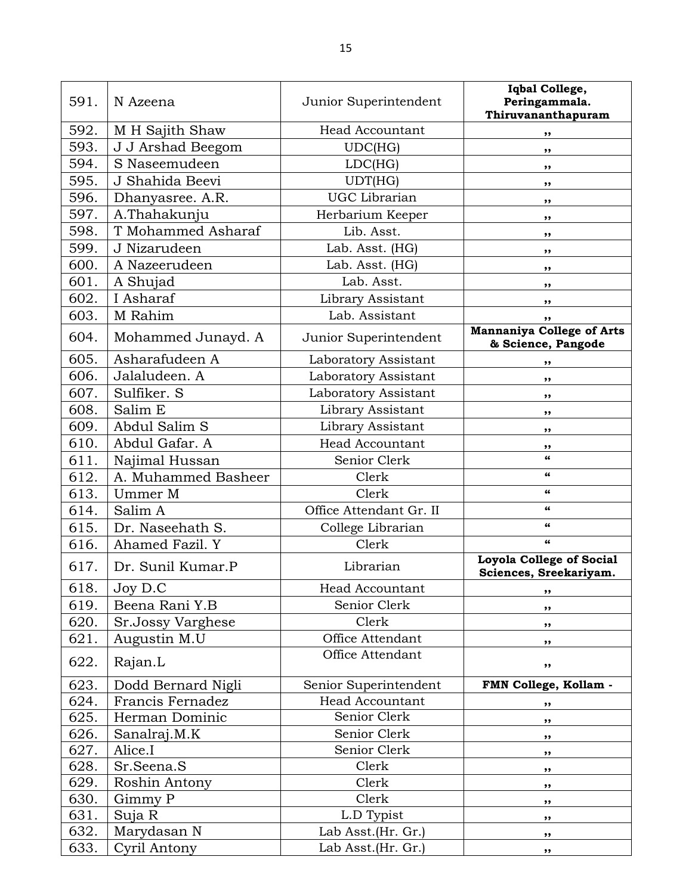| | | | |
|---|---|---|---|
| 591. | N Azeena | Junior Superintendent | **Iqbal College, Peringammala. Thiruvananthapuram** |
| 592. | M H Sajith Shaw | Head Accountant | ,, |
| 593. | J J Arshad Beegom | UDC(HG) | ,, |
| 594. | S Naseemudeen | LDC(HG) | ,, |
| 595. | J Shahida Beevi | UDT(HG) | ,, |
| 596. | Dhanyasree. A.R. | UGC Librarian | ,, |
| 597. | A.Thahakunju | Herbarium Keeper | ,, |
| 598. | T Mohammed Asharaf | Lib. Asst. | ,, |
| 599. | J Nizarudeen | Lab. Asst. (HG) | ,, |
| 600. | A Nazeerudeen | Lab. Asst. (HG) | ,, |
| 601. | A Shujad | Lab. Asst. | ,, |
| 602. | I Asharaf | Library Assistant | ,, |
| 603. | M Rahim | Lab. Assistant | ,, |
| 604. | Mohammed Junayd. A | Junior Superintendent | **Mannaniya College of Arts & Science, Pangode** |
| 605. | Asharafudeen A | Laboratory Assistant | ,, |
| 606. | Jalaludeen. A | Laboratory Assistant | ,, |
| 607. | Sulfiker. S | Laboratory Assistant | ,, |
| 608. | Salim E | Library Assistant | ,, |
| 609. | Abdul Salim S | Library Assistant | ,, |
| 610. | Abdul Gafar. A | Head Accountant | ,, |
| 611. | Najimal Hussan | Senior Clerk | “ |
| 612. | A. Muhammed Basheer | Clerk | “ |
| 613. | Ummer M | Clerk | “ |
| 614. | Salim A | Office Attendant Gr. II | “ |
| 615. | Dr. Naseehath S. | College Librarian | “ |
| 616. | Ahamed Fazil. Y | Clerk | “ |
| 617. | Dr. Sunil Kumar.P | Librarian | **Loyola College of Social Sciences, Sreekariyam.** |
| 618. | Joy D.C | Head Accountant | ,, |
| 619. | Beena Rani Y.B | Senior Clerk | ,, |
| 620. | Sr.Jossy Varghese | Clerk | ,, |
| 621. | Augustin M.U | Office Attendant | ,, |
| 622. | Rajan.L | Office Attendant | ,, |
| 623. | Dodd Bernard Nigli | Senior Superintendent | **FMN College, Kollam -** |
| 624. | Francis Fernadez | Head Accountant | ,, |
| 625. | Herman Dominic | Senior Clerk | ,, |
| 626. | Sanalraj.M.K | Senior Clerk | ,, |
| 627. | Alice.I | Senior Clerk | ,, |
| 628. | Sr.Seena.S | Clerk | ,, |
| 629. | Roshin Antony | Clerk | ,, |
| 630. | Gimmy P | Clerk | ,, |
| 631. | Suja R | L.D Typist | ,, |
| 632. | Marydasan N | Lab Asst.(Hr. Gr.) | ,, |
| 633. | Cyril Antony | Lab Asst.(Hr. Gr.) | ,, |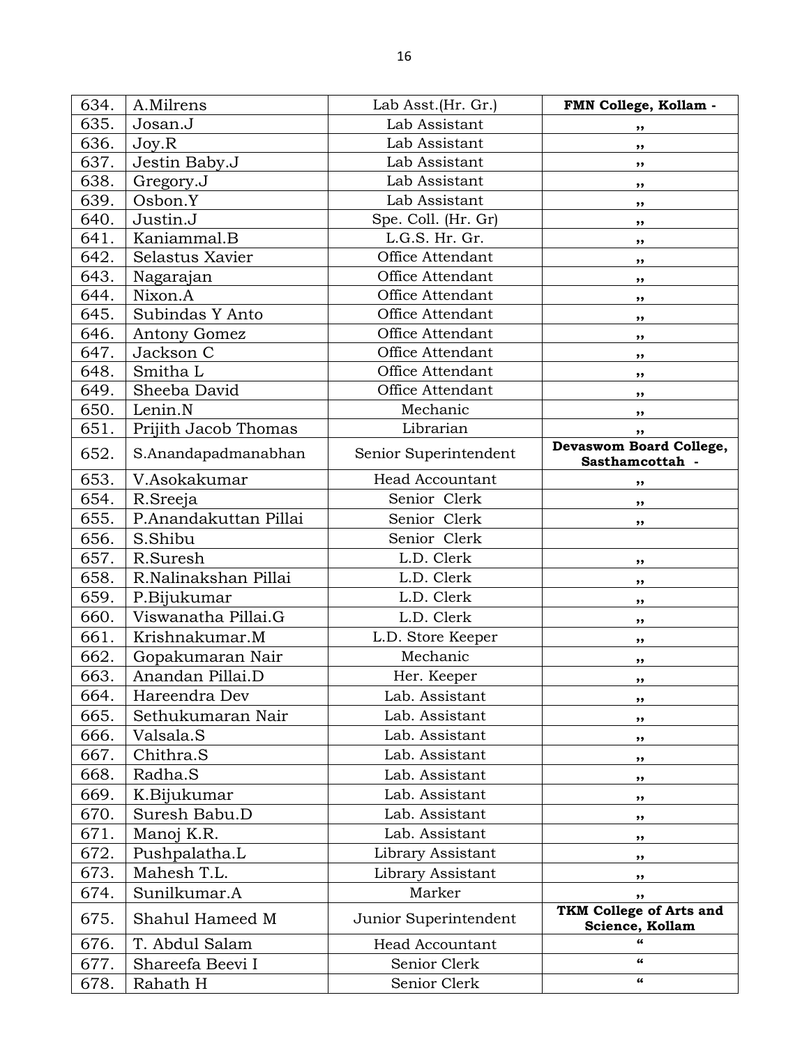| 634. | A.Milrens | Lab Asst.(Hr. Gr.) | **FMN College, Kollam -** |
|---|---|---|---|
| 635. | Josan.J | Lab Assistant | ,, |
| 636. | Joy.R | Lab Assistant | ,, |
| 637. | Jestin Baby.J | Lab Assistant | ,, |
| 638. | Gregory.J | Lab Assistant | ,, |
| 639. | Osbon.Y | Lab Assistant | ,, |
| 640. | Justin.J | Spe. Coll. (Hr. Gr) | ,, |
| 641. | Kaniammal.B | L.G.S. Hr. Gr. | ,, |
| 642. | Selastus Xavier | Office Attendant | ,, |
| 643. | Nagarajan | Office Attendant | ,, |
| 644. | Nixon.A | Office Attendant | ,, |
| 645. | Subindas Y Anto | Office Attendant | ,, |
| 646. | Antony Gomez | Office Attendant | ,, |
| 647. | Jackson C | Office Attendant | ,, |
| 648. | Smitha L | Office Attendant | ,, |
| 649. | Sheeba David | Office Attendant | ,, |
| 650. | Lenin.N | Mechanic | ,, |
| 651. | Prijith Jacob Thomas | Librarian | ,, |
| 652. | S.Anandapadmanabhan | Senior Superintendent | **Devaswom Board College, Sasthamcottah -** |
| 653. | V.Asokakumar | Head Accountant | ,, |
| 654. | R.Sreeja | Senior Clerk | ,, |
| 655. | P.Anandakuttan Pillai | Senior Clerk | ,, |
| 656. | S.Shibu | Senior Clerk | |
| 657. | R.Suresh | L.D. Clerk | ,, |
| 658. | R.Nalinakshan Pillai | L.D. Clerk | ,, |
| 659. | P.Bijukumar | L.D. Clerk | ,, |
| 660. | Viswanatha Pillai.G | L.D. Clerk | ,, |
| 661. | Krishnakumar.M | L.D. Store Keeper | ,, |
| 662. | Gopakumaran Nair | Mechanic | ,, |
| 663. | Anandan Pillai.D | Her. Keeper | ,, |
| 664. | Hareendra Dev | Lab. Assistant | ,, |
| 665. | Sethukumaran Nair | Lab. Assistant | ,, |
| 666. | Valsala.S | Lab. Assistant | ,, |
| 667. | Chithra.S | Lab. Assistant | ,, |
| 668. | Radha.S | Lab. Assistant | ,, |
| 669. | K.Bijukumar | Lab. Assistant | ,, |
| 670. | Suresh Babu.D | Lab. Assistant | ,, |
| 671. | Manoj K.R. | Lab. Assistant | ,, |
| 672. | Pushpalatha.L | Library Assistant | ,, |
| 673. | Mahesh T.L. | Library Assistant | ,, |
| 674. | Sunilkumar.A | Marker | ,, |
| 675. | Shahul Hameed M | Junior Superintendent | **TKM College of Arts and Science, Kollam** |
| 676. | T. Abdul Salam | Head Accountant | " |
| 677. | Shareefa Beevi I | Senior Clerk | " |
| 678. | Rahath H | Senior Clerk | " |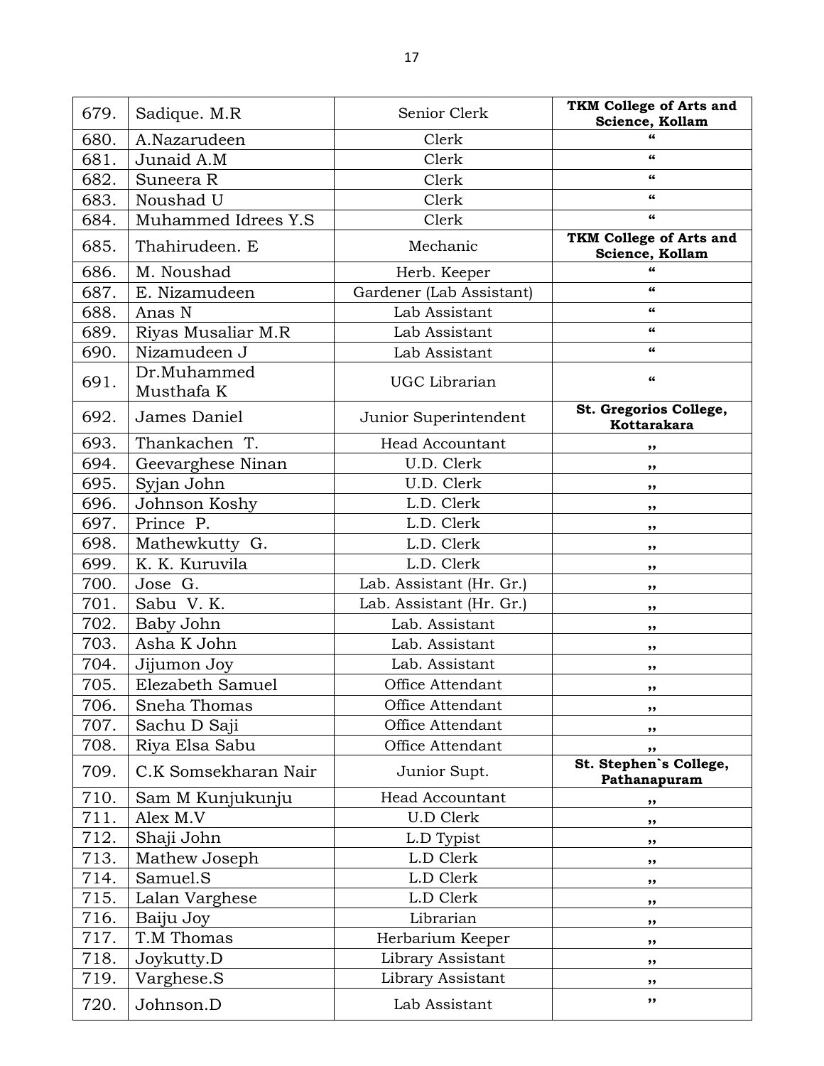| 679. | Sadique. M.R | Senior Clerk | **TKM College of Arts and Science, Kollam** |
|---|---|---|---|
| 680. | A.Nazarudeen | Clerk | " |
| 681. | Junaid A.M | Clerk | " |
| 682. | Suneera R | Clerk | " |
| 683. | Noushad U | Clerk | " |
| 684. | Muhammed Idrees Y.S | Clerk | " |
| 685. | Thahirudeen. E | Mechanic | **TKM College of Arts and Science, Kollam** |
| 686. | M. Noushad | Herb. Keeper | " |
| 687. | E. Nizamudeen | Gardener (Lab Assistant) | " |
| 688. | Anas N | Lab Assistant | " |
| 689. | Riyas Musaliar M.R | Lab Assistant | " |
| 690. | Nizamudeen J | Lab Assistant | " |
| 691. | Dr.Muhammed Musthafa K | UGC Librarian | " |
| 692. | James Daniel | Junior Superintendent | **St. Gregorios College, Kottarakara** |
| 693. | Thankachen T. | Head Accountant | ,, |
| 694. | Geevarghese Ninan | U.D. Clerk | ,, |
| 695. | Syjan John | U.D. Clerk | ,, |
| 696. | Johnson Koshy | L.D. Clerk | ,, |
| 697. | Prince P. | L.D. Clerk | ,, |
| 698. | Mathewkutty G. | L.D. Clerk | ,, |
| 699. | K. K. Kuruvila | L.D. Clerk | ,, |
| 700. | Jose G. | Lab. Assistant (Hr. Gr.) | ,, |
| 701. | Sabu V. K. | Lab. Assistant (Hr. Gr.) | ,, |
| 702. | Baby John | Lab. Assistant | ,, |
| 703. | Asha K John | Lab. Assistant | ,, |
| 704. | Jijumon Joy | Lab. Assistant | ,, |
| 705. | Elezabeth Samuel | Office Attendant | ,, |
| 706. | Sneha Thomas | Office Attendant | ,, |
| 707. | Sachu D Saji | Office Attendant | ,, |
| 708. | Riya Elsa Sabu | Office Attendant | ,, |
| 709. | C.K Somsekharan Nair | Junior Supt. | **St. Stephen`s College, Pathanapuram** |
| 710. | Sam M Kunjukunju | Head Accountant | ,, |
| 711. | Alex M.V | U.D Clerk | ,, |
| 712. | Shaji John | L.D Typist | ,, |
| 713. | Mathew Joseph | L.D Clerk | ,, |
| 714. | Samuel.S | L.D Clerk | ,, |
| 715. | Lalan Varghese | L.D Clerk | ,, |
| 716. | Baiju Joy | Librarian | ,, |
| 717. | T.M Thomas | Herbarium Keeper | ,, |
| 718. | Joykutty.D | Library Assistant | ,, |
| 719. | Varghese.S | Library Assistant | ,, |
| 720. | Johnson.D | Lab Assistant | " |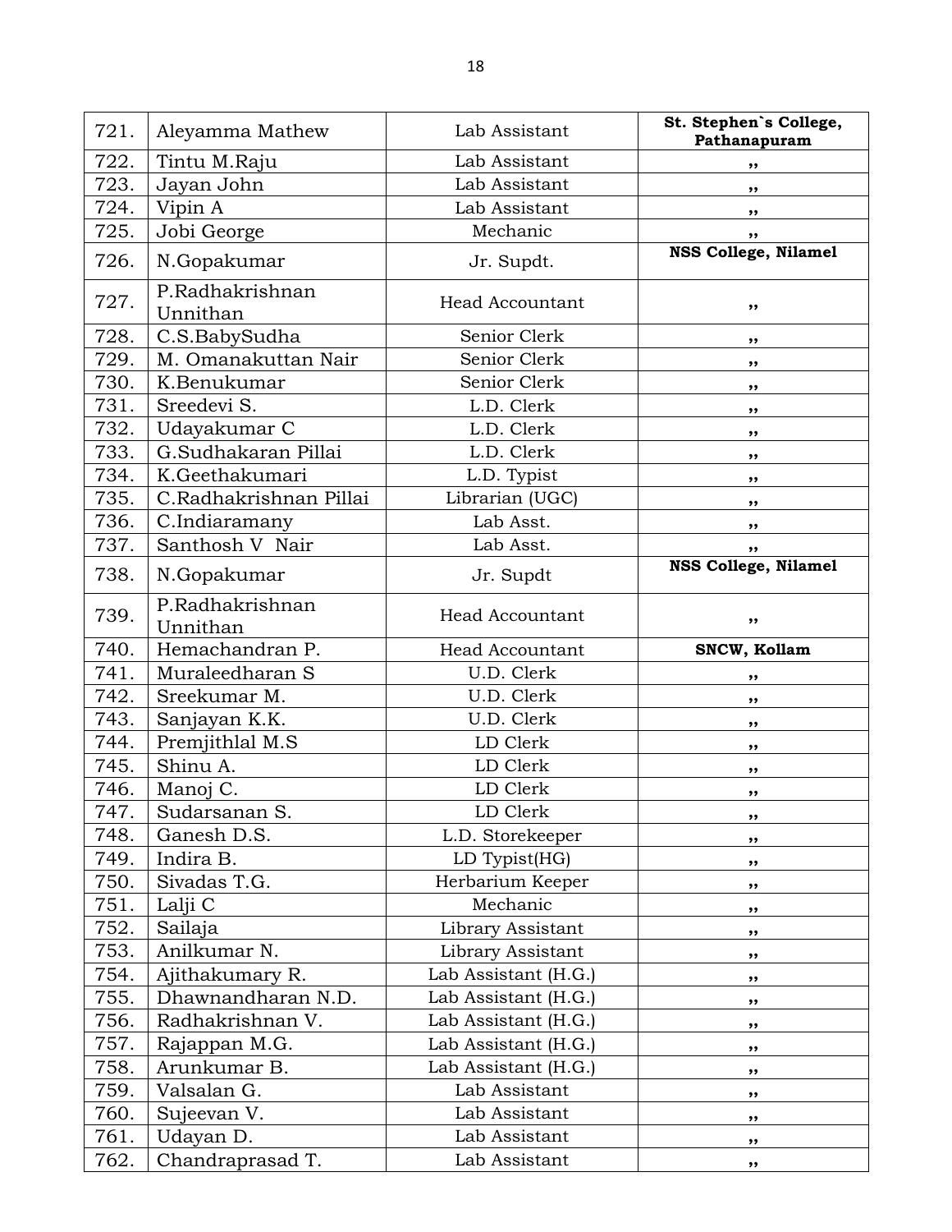| 721. | Aleyamma Mathew | Lab Assistant | **St. Stephen`s College, Pathanapuram** |
|---|---|---|---|
| 722. | Tintu M.Raju | Lab Assistant | ,, |
| 723. | Jayan John | Lab Assistant | ,, |
| 724. | Vipin A | Lab Assistant | ,, |
| 725. | Jobi George | Mechanic | ,, |
| 726. | N.Gopakumar | Jr. Supdt. | **NSS College, Nilamel** |
| 727. | P.Radhakrishnan Unnithan | Head Accountant | ,, |
| 728. | C.S.BabySudha | Senior Clerk | ,, |
| 729. | M. Omanakuttan Nair | Senior Clerk | ,, |
| 730. | K.Benukumar | Senior Clerk | ,, |
| 731. | Sreedevi S. | L.D. Clerk | ,, |
| 732. | Udayakumar C | L.D. Clerk | ,, |
| 733. | G.Sudhakaran Pillai | L.D. Clerk | ,, |
| 734. | K.Geethakumari | L.D. Typist | ,, |
| 735. | C.Radhakrishnan Pillai | Librarian (UGC) | ,, |
| 736. | C.Indiaramany | Lab Asst. | ,, |
| 737. | Santhosh V Nair | Lab Asst. | ,, |
| 738. | N.Gopakumar | Jr. Supdt | **NSS College, Nilamel** |
| 739. | P.Radhakrishnan Unnithan | Head Accountant | ,, |
| 740. | Hemachandran P. | Head Accountant | **SNCW, Kollam** |
| 741. | Muraleedharan S | U.D. Clerk | ,, |
| 742. | Sreekumar M. | U.D. Clerk | ,, |
| 743. | Sanjayan K.K. | U.D. Clerk | ,, |
| 744. | Premjithlal M.S | LD Clerk | ,, |
| 745. | Shinu A. | LD Clerk | ,, |
| 746. | Manoj C. | LD Clerk | ,, |
| 747. | Sudarsanan S. | LD Clerk | ,, |
| 748. | Ganesh D.S. | L.D. Storekeeper | ,, |
| 749. | Indira B. | LD Typist(HG) | ,, |
| 750. | Sivadas T.G. | Herbarium Keeper | ,, |
| 751. | Lalji C | Mechanic | ,, |
| 752. | Sailaja | Library Assistant | ,, |
| 753. | Anilkumar N. | Library Assistant | ,, |
| 754. | Ajithakumary R. | Lab Assistant (H.G.) | ,, |
| 755. | Dhawnandharan N.D. | Lab Assistant (H.G.) | ,, |
| 756. | Radhakrishnan V. | Lab Assistant (H.G.) | ,, |
| 757. | Rajappan M.G. | Lab Assistant (H.G.) | ,, |
| 758. | Arunkumar B. | Lab Assistant (H.G.) | ,, |
| 759. | Valsalan G. | Lab Assistant | ,, |
| 760. | Sujeevan V. | Lab Assistant | ,, |
| 761. | Udayan D. | Lab Assistant | ,, |
| 762. | Chandraprasad T. | Lab Assistant | ,, |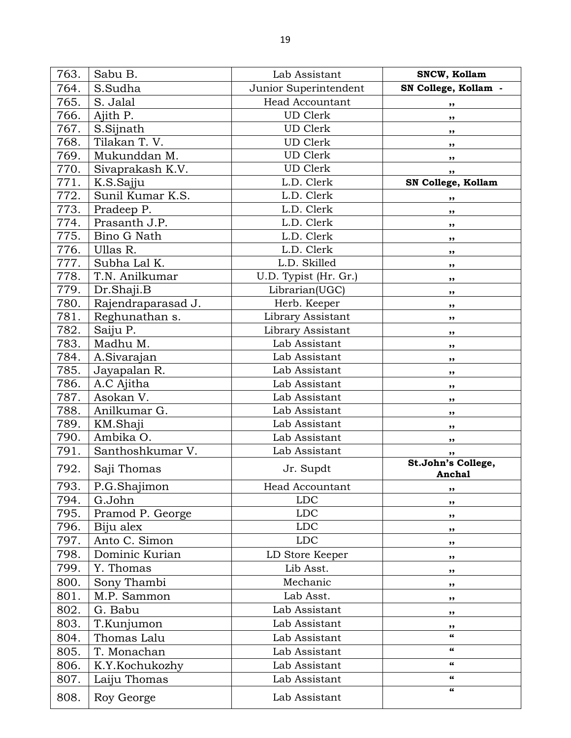| | | | |
|---|---|---|---|
| 763. | Sabu B. | Lab Assistant | **SNCW, Kollam** |
| 764. | S.Sudha | Junior Superintendent | **SN College, Kollam -** |
| 765. | S. Jalal | Head Accountant | ,, |
| 766. | Ajith P. | UD Clerk | ,, |
| 767. | S.Sijnath | UD Clerk | ,, |
| 768. | Tilakan T. V. | UD Clerk | ,, |
| 769. | Mukunddan M. | UD Clerk | ,, |
| 770. | Sivaprakash K.V. | UD Clerk | ,, |
| 771. | K.S.Sajju | L.D. Clerk | **SN College, Kollam** |
| 772. | Sunil Kumar K.S. | L.D. Clerk | ,, |
| 773. | Pradeep P. | L.D. Clerk | ,, |
| 774. | Prasanth J.P. | L.D. Clerk | ,, |
| 775. | Bino G Nath | L.D. Clerk | ,, |
| 776. | Ullas R. | L.D. Clerk | ,, |
| 777. | Subha Lal K. | L.D. Skilled | ,, |
| 778. | T.N. Anilkumar | U.D. Typist (Hr. Gr.) | ,, |
| 779. | Dr.Shaji.B | Librarian(UGC) | ,, |
| 780. | Rajendraparasad J. | Herb. Keeper | ,, |
| 781. | Reghunathan s. | Library Assistant | ,, |
| 782. | Saiju P. | Library Assistant | ,, |
| 783. | Madhu M. | Lab Assistant | ,, |
| 784. | A.Sivarajan | Lab Assistant | ,, |
| 785. | Jayapalan R. | Lab Assistant | ,, |
| 786. | A.C Ajitha | Lab Assistant | ,, |
| 787. | Asokan V. | Lab Assistant | ,, |
| 788. | Anilkumar G. | Lab Assistant | ,, |
| 789. | KM.Shaji | Lab Assistant | ,, |
| 790. | Ambika O. | Lab Assistant | ,, |
| 791. | Santhoshkumar V. | Lab Assistant | ,, |
| 792. | Saji Thomas | Jr. Supdt | **St.John's College, Anchal** |
| 793. | P.G.Shajimon | Head Accountant | ,, |
| 794. | G.John | LDC | ,, |
| 795. | Pramod P. George | LDC | ,, |
| 796. | Biju alex | LDC | ,, |
| 797. | Anto C. Simon | LDC | ,, |
| 798. | Dominic Kurian | LD Store Keeper | ,, |
| 799. | Y. Thomas | Lib Asst. | ,, |
| 800. | Sony Thambi | Mechanic | ,, |
| 801. | M.P. Sammon | Lab Asst. | ,, |
| 802. | G. Babu | Lab Assistant | ,, |
| 803. | T.Kunjumon | Lab Assistant | ,, |
| 804. | Thomas Lalu | Lab Assistant | " |
| 805. | T. Monachan | Lab Assistant | " |
| 806. | K.Y.Kochukozhy | Lab Assistant | " |
| 807. | Laiju Thomas | Lab Assistant | " |
| 808. | Roy George | Lab Assistant | " |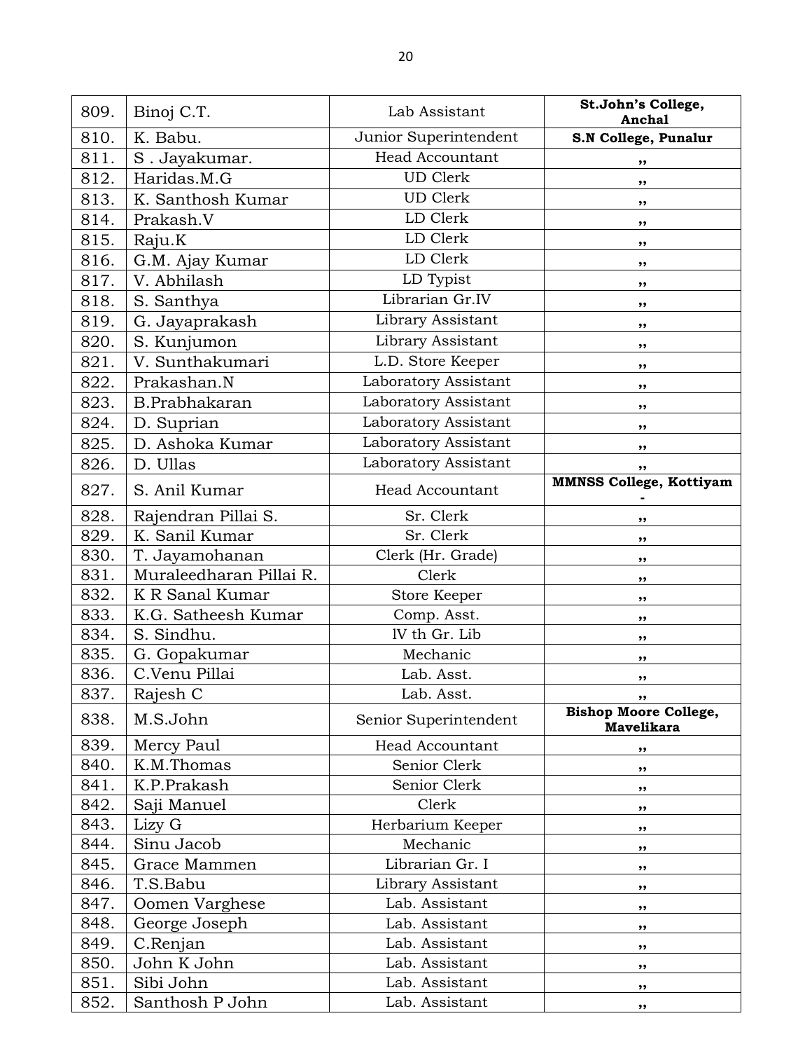| 809. | Binoj C.T. | Lab Assistant | **St.John's College, Anchal** |
|---|---|---|---|
| 810. | K. Babu. | Junior Superintendent | **S.N College, Punalur** |
| 811. | S . Jayakumar. | Head Accountant | ,, |
| 812. | Haridas.M.G | UD Clerk | ,, |
| 813. | K. Santhosh Kumar | UD Clerk | ,, |
| 814. | Prakash.V | LD Clerk | ,, |
| 815. | Raju.K | LD Clerk | ,, |
| 816. | G.M. Ajay Kumar | LD Clerk | ,, |
| 817. | V. Abhilash | LD Typist | ,, |
| 818. | S. Santhya | Librarian Gr.IV | ,, |
| 819. | G. Jayaprakash | Library Assistant | ,, |
| 820. | S. Kunjumon | Library Assistant | ,, |
| 821. | V. Sunthakumari | L.D. Store Keeper | ,, |
| 822. | Prakashan.N | Laboratory Assistant | ,, |
| 823. | B.Prabhakaran | Laboratory Assistant | ,, |
| 824. | D. Suprian | Laboratory Assistant | ,, |
| 825. | D. Ashoka Kumar | Laboratory Assistant | ,, |
| 826. | D. Ullas | Laboratory Assistant | ,, |
| 827. | S. Anil Kumar | Head Accountant | **MMNSS College, Kottiyam -** |
| 828. | Rajendran Pillai S. | Sr. Clerk | ,, |
| 829. | K. Sanil Kumar | Sr. Clerk | ,, |
| 830. | T. Jayamohanan | Clerk (Hr. Grade) | ,, |
| 831. | Muraleedharan Pillai R. | Clerk | ,, |
| 832. | K R Sanal Kumar | Store Keeper | ,, |
| 833. | K.G. Satheesh Kumar | Comp. Asst. | ,, |
| 834. | S. Sindhu. | lV th Gr. Lib | ,, |
| 835. | G. Gopakumar | Mechanic | ,, |
| 836. | C.Venu Pillai | Lab. Asst. | ,, |
| 837. | Rajesh C | Lab. Asst. | ,, |
| 838. | M.S.John | Senior Superintendent | **Bishop Moore College, Mavelikara** |
| 839. | Mercy Paul | Head Accountant | ,, |
| 840. | K.M.Thomas | Senior Clerk | ,, |
| 841. | K.P.Prakash | Senior Clerk | ,, |
| 842. | Saji Manuel | Clerk | ,, |
| 843. | Lizy G | Herbarium Keeper | ,, |
| 844. | Sinu Jacob | Mechanic | ,, |
| 845. | Grace Mammen | Librarian Gr. I | ,, |
| 846. | T.S.Babu | Library Assistant | ,, |
| 847. | Oomen Varghese | Lab. Assistant | ,, |
| 848. | George Joseph | Lab. Assistant | ,, |
| 849. | C.Renjan | Lab. Assistant | ,, |
| 850. | John K John | Lab. Assistant | ,, |
| 851. | Sibi John | Lab. Assistant | ,, |
| 852. | Santhosh P John | Lab. Assistant | ,, |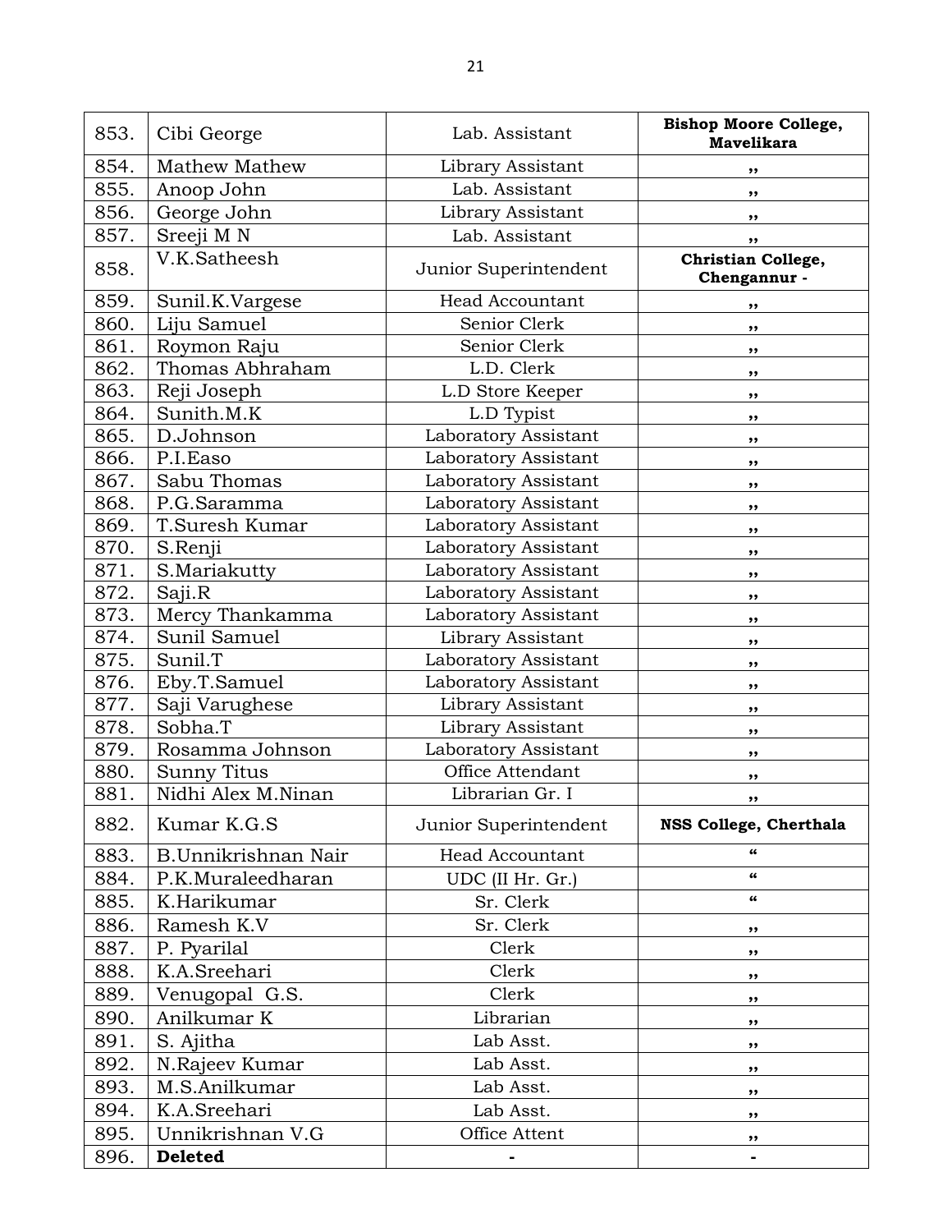| 853. | Cibi George | Lab. Assistant | **Bishop Moore College, Mavelikara** |
|---|---|---|---|
| 854. | Mathew Mathew | Library Assistant | ,, |
| 855. | Anoop John | Lab. Assistant | ,, |
| 856. | George John | Library Assistant | ,, |
| 857. | Sreeji M N | Lab. Assistant | ,, |
| 858. | V.K.Satheesh | Junior Superintendent | **Christian College, Chengannur -** |
| 859. | Sunil.K.Vargese | Head Accountant | ,, |
| 860. | Liju Samuel | Senior Clerk | ,, |
| 861. | Roymon Raju | Senior Clerk | ,, |
| 862. | Thomas Abhraham | L.D. Clerk | ,, |
| 863. | Reji Joseph | L.D Store Keeper | ,, |
| 864. | Sunith.M.K | L.D Typist | ,, |
| 865. | D.Johnson | Laboratory Assistant | ,, |
| 866. | P.I.Easo | Laboratory Assistant | ,, |
| 867. | Sabu Thomas | Laboratory Assistant | ,, |
| 868. | P.G.Saramma | Laboratory Assistant | ,, |
| 869. | T.Suresh Kumar | Laboratory Assistant | ,, |
| 870. | S.Renji | Laboratory Assistant | ,, |
| 871. | S.Mariakutty | Laboratory Assistant | ,, |
| 872. | Saji.R | Laboratory Assistant | ,, |
| 873. | Mercy Thankamma | Laboratory Assistant | ,, |
| 874. | Sunil Samuel | Library Assistant | ,, |
| 875. | Sunil.T | Laboratory Assistant | ,, |
| 876. | Eby.T.Samuel | Laboratory Assistant | ,, |
| 877. | Saji Varughese | Library Assistant | ,, |
| 878. | Sobha.T | Library Assistant | ,, |
| 879. | Rosamma Johnson | Laboratory Assistant | ,, |
| 880. | Sunny Titus | Office Attendant | ,, |
| 881. | Nidhi Alex M.Ninan | Librarian Gr. I | ,, |
| 882. | Kumar K.G.S | Junior Superintendent | **NSS College, Cherthala** |
| 883. | B.Unnikrishnan Nair | Head Accountant | " |
| 884. | P.K.Muraleedharan | UDC (II Hr. Gr.) | " |
| 885. | K.Harikumar | Sr. Clerk | " |
| 886. | Ramesh K.V | Sr. Clerk | ,, |
| 887. | P. Pyarilal | Clerk | ,, |
| 888. | K.A.Sreehari | Clerk | ,, |
| 889. | Venugopal G.S. | Clerk | ,, |
| 890. | Anilkumar K | Librarian | ,, |
| 891. | S. Ajitha | Lab Asst. | ,, |
| 892. | N.Rajeev Kumar | Lab Asst. | ,, |
| 893. | M.S.Anilkumar | Lab Asst. | ,, |
| 894. | K.A.Sreehari | Lab Asst. | ,, |
| 895. | Unnikrishnan V.G | Office Attent | ,, |
| 896. | **Deleted** | - | - |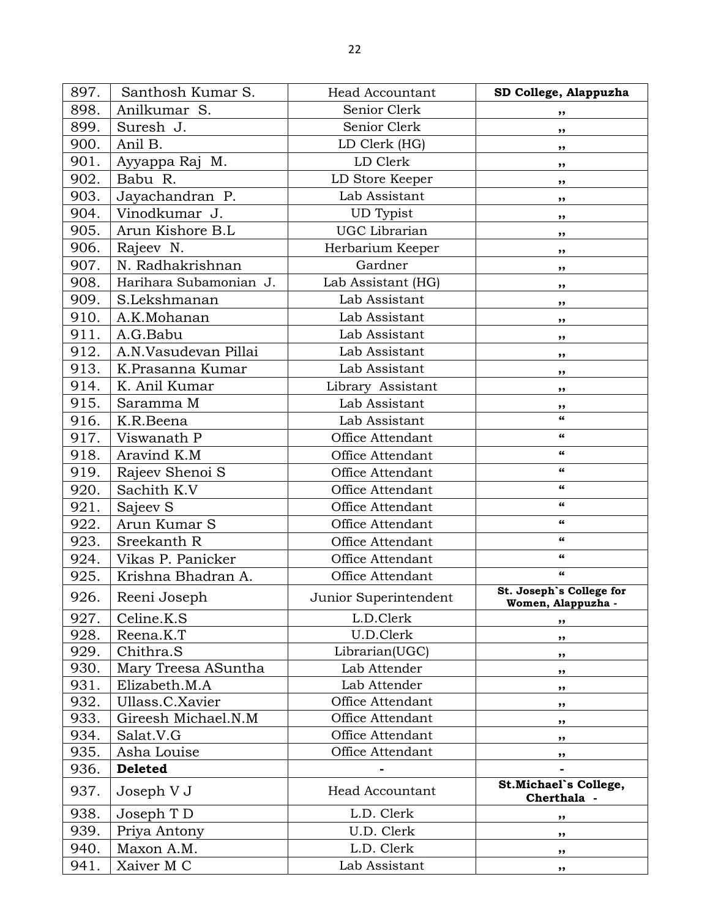| 897. | Santhosh Kumar S. | Head Accountant | **SD College, Alappuzha** |
|---|---|---|---|
| 898. | Anilkumar S. | Senior Clerk | ,, |
| 899. | Suresh J. | Senior Clerk | ,, |
| 900. | Anil B. | LD Clerk (HG) | ,, |
| 901. | Ayyappa Raj M. | LD Clerk | ,, |
| 902. | Babu R. | LD Store Keeper | ,, |
| 903. | Jayachandran P. | Lab Assistant | ,, |
| 904. | Vinodkumar J. | UD Typist | ,, |
| 905. | Arun Kishore B.L | UGC Librarian | ,, |
| 906. | Rajeev N. | Herbarium Keeper | ,, |
| 907. | N. Radhakrishnan | Gardner | ,, |
| 908. | Harihara Subamonian J. | Lab Assistant (HG) | ,, |
| 909. | S.Lekshmanan | Lab Assistant | ,, |
| 910. | A.K.Mohanan | Lab Assistant | ,, |
| 911. | A.G.Babu | Lab Assistant | ,, |
| 912. | A.N.Vasudevan Pillai | Lab Assistant | ,, |
| 913. | K.Prasanna Kumar | Lab Assistant | ,, |
| 914. | K. Anil Kumar | Library Assistant | ,, |
| 915. | Saramma M | Lab Assistant | ,, |
| 916. | K.R.Beena | Lab Assistant | " |
| 917. | Viswanath P | Office Attendant | " |
| 918. | Aravind K.M | Office Attendant | " |
| 919. | Rajeev Shenoi S | Office Attendant | " |
| 920. | Sachith K.V | Office Attendant | " |
| 921. | Sajeev S | Office Attendant | " |
| 922. | Arun Kumar S | Office Attendant | " |
| 923. | Sreekanth R | Office Attendant | " |
| 924. | Vikas P. Panicker | Office Attendant | " |
| 925. | Krishna Bhadran A. | Office Attendant | " |
| 926. | Reeni Joseph | Junior Superintendent | **St. Joseph`s College for Women, Alappuzha -** |
| 927. | Celine.K.S | L.D.Clerk | ,, |
| 928. | Reena.K.T | U.D.Clerk | ,, |
| 929. | Chithra.S | Librarian(UGC) | ,, |
| 930. | Mary Treesa ASuntha | Lab Attender | ,, |
| 931. | Elizabeth.M.A | Lab Attender | ,, |
| 932. | Ullass.C.Xavier | Office Attendant | ,, |
| 933. | Gireesh Michael.N.M | Office Attendant | ,, |
| 934. | Salat.V.G | Office Attendant | ,, |
| 935. | Asha Louise | Office Attendant | ,, |
| 936. | **Deleted** | - | - |
| 937. | Joseph V J | Head Accountant | **St.Michael`s College, Cherthala -** |
| 938. | Joseph T D | L.D. Clerk | ,, |
| 939. | Priya Antony | U.D. Clerk | ,, |
| 940. | Maxon A.M. | L.D. Clerk | ,, |
| 941. | Xaiver M C | Lab Assistant | ,, |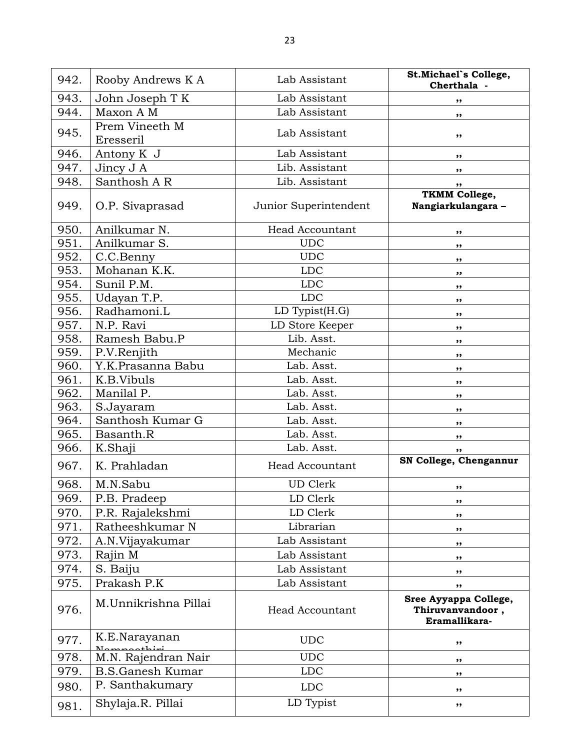| 942. | Rooby Andrews K A | Lab Assistant | **St.Michael`s College, Cherthala -** |
|---|---|---|---|
| 943. | John Joseph T K | Lab Assistant | ,, |
| 944. | Maxon A M | Lab Assistant | ,, |
| 945. | Prem Vineeth M Eresseril | Lab Assistant | ,, |
| 946. | Antony K J | Lab Assistant | ,, |
| 947. | Jincy J A | Lib. Assistant | ,, |
| 948. | Santhosh A R | Lib. Assistant | ,, |
| 949. | O.P. Sivaprasad | Junior Superintendent | **TKMM College, Nangiarkulangara –** |
| 950. | Anilkumar N. | Head Accountant | ,, |
| 951. | Anilkumar S. | UDC | ,, |
| 952. | C.C.Benny | UDC | ,, |
| 953. | Mohanan K.K. | LDC | ,, |
| 954. | Sunil P.M. | LDC | ,, |
| 955. | Udayan T.P. | LDC | ,, |
| 956. | Radhamoni.L | LD Typist(H.G) | ,, |
| 957. | N.P. Ravi | LD Store Keeper | ,, |
| 958. | Ramesh Babu.P | Lib. Asst. | ,, |
| 959. | P.V.Renjith | Mechanic | ,, |
| 960. | Y.K.Prasanna Babu | Lab. Asst. | ,, |
| 961. | K.B.Vibuls | Lab. Asst. | ,, |
| 962. | Manilal P. | Lab. Asst. | ,, |
| 963. | S.Jayaram | Lab. Asst. | ,, |
| 964. | Santhosh Kumar G | Lab. Asst. | ,, |
| 965. | Basanth.R | Lab. Asst. | ,, |
| 966. | K.Shaji | Lab. Asst. | ,, |
| 967. | K. Prahladan | Head Accountant | **SN College, Chengannur** |
| 968. | M.N.Sabu | UD Clerk | ,, |
| 969. | P.B. Pradeep | LD Clerk | ,, |
| 970. | P.R. Rajalekshmi | LD Clerk | ,, |
| 971. | Ratheeshkumar N | Librarian | ,, |
| 972. | A.N.Vijayakumar | Lab Assistant | ,, |
| 973. | Rajin M | Lab Assistant | ,, |
| 974. | S. Baiju | Lab Assistant | ,, |
| 975. | Prakash P.K | Lab Assistant | ,, |
| 976. | M.Unnikrishna Pillai | Head Accountant | **Sree Ayyappa College, Thiruvanvandoor , Eramallikara-** |
| 977. | K.E.Narayanan Namboothiri | UDC | ,, |
| 978. | M.N. Rajendran Nair | UDC | ,, |
| 979. | B.S.Ganesh Kumar | LDC | ,, |
| 980. | P. Santhakumary | LDC | ,, |
| 981. | Shylaja.R. Pillai | LD Typist | ,, |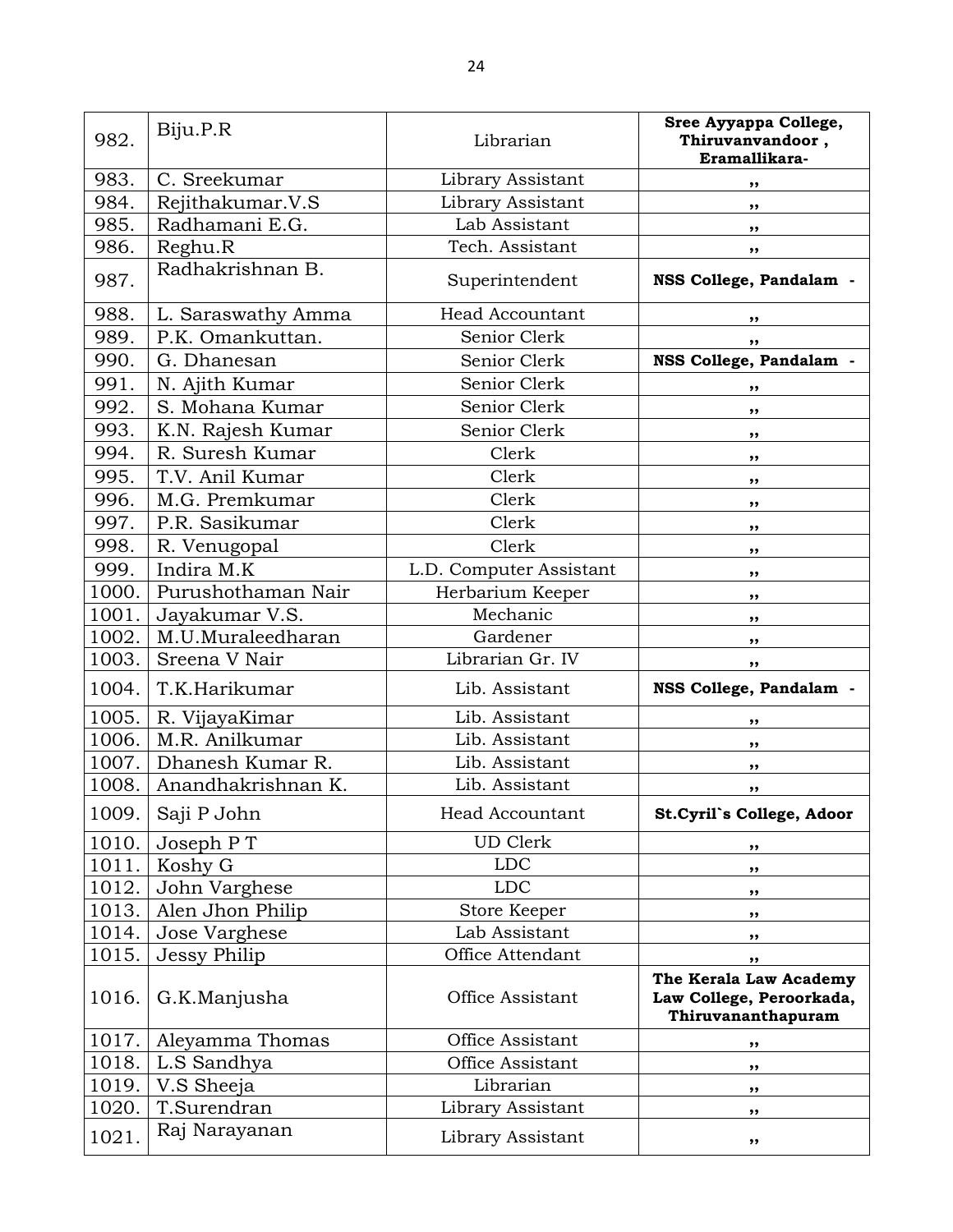| 982. | Biju.P.R | Librarian | **Sree Ayyappa College, Thiruvanvandoor , Eramallikara-** |
|---|---|---|---|
| 983. | C. Sreekumar | Library Assistant | ,, |
| 984. | Rejithakumar.V.S | Library Assistant | ,, |
| 985. | Radhamani E.G. | Lab Assistant | ,, |
| 986. | Reghu.R | Tech. Assistant | ,, |
| 987. | Radhakrishnan B. | Superintendent | **NSS College, Pandalam -** |
| 988. | L. Saraswathy Amma | Head Accountant | ,, |
| 989. | P.K. Omankuttan. | Senior Clerk | ,, |
| 990. | G. Dhanesan | Senior Clerk | **NSS College, Pandalam -** |
| 991. | N. Ajith Kumar | Senior Clerk | ,, |
| 992. | S. Mohana Kumar | Senior Clerk | ,, |
| 993. | K.N. Rajesh Kumar | Senior Clerk | ,, |
| 994. | R. Suresh Kumar | Clerk | ,, |
| 995. | T.V. Anil Kumar | Clerk | ,, |
| 996. | M.G. Premkumar | Clerk | ,, |
| 997. | P.R. Sasikumar | Clerk | ,, |
| 998. | R. Venugopal | Clerk | ,, |
| 999. | Indira M.K | L.D. Computer Assistant | ,, |
| 1000. | Purushothaman Nair | Herbarium Keeper | ,, |
| 1001. | Jayakumar V.S. | Mechanic | ,, |
| 1002. | M.U.Muraleedharan | Gardener | ,, |
| 1003. | Sreena V Nair | Librarian Gr. IV | ,, |
| 1004. | T.K.Harikumar | Lib. Assistant | **NSS College, Pandalam -** |
| 1005. | R. VijayaKimar | Lib. Assistant | ,, |
| 1006. | M.R. Anilkumar | Lib. Assistant | ,, |
| 1007. | Dhanesh Kumar R. | Lib. Assistant | ,, |
| 1008. | Anandhakrishnan K. | Lib. Assistant | ,, |
| 1009. | Saji P John | Head Accountant | **St.Cyril`s College, Adoor** |
| 1010. | Joseph P T | UD Clerk | ,, |
| 1011. | Koshy G | LDC | ,, |
| 1012. | John Varghese | LDC | ,, |
| 1013. | Alen Jhon Philip | Store Keeper | ,, |
| 1014. | Jose Varghese | Lab Assistant | ,, |
| 1015. | Jessy Philip | Office Attendant | ,, |
| 1016. | G.K.Manjusha | Office Assistant | **The Kerala Law Academy Law College, Peroorkada, Thiruvananthapuram** |
| 1017. | Aleyamma Thomas | Office Assistant | ,, |
| 1018. | L.S Sandhya | Office Assistant | ,, |
| 1019. | V.S Sheeja | Librarian | ,, |
| 1020. | T.Surendran | Library Assistant | ,, |
| 1021. | Raj Narayanan | Library Assistant | ,, |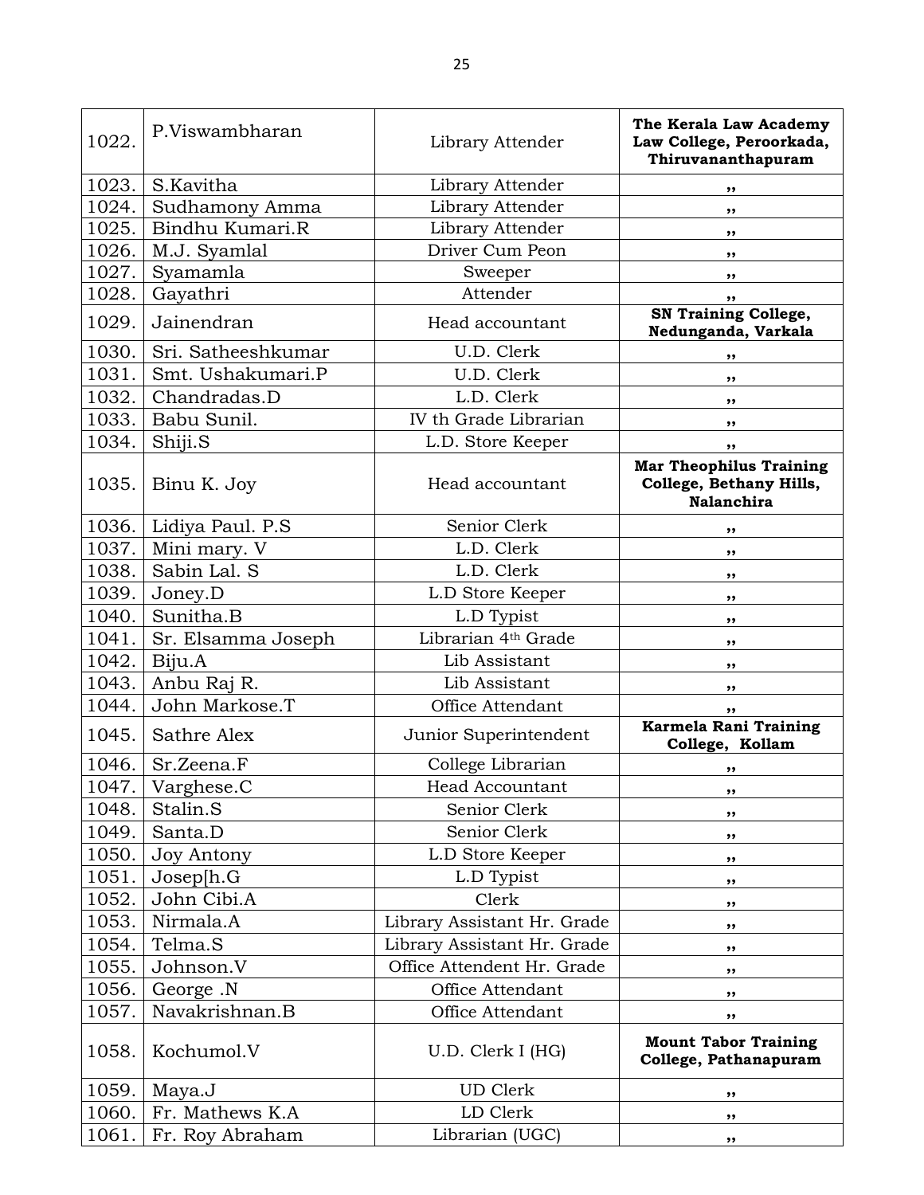| | | | |
|---|---|---|---|
| 1022. | P.Viswambharan | Library Attender | **The Kerala Law Academy Law College, Peroorkada, Thiruvananthapuram** |
| 1023. | S.Kavitha | Library Attender | ,, |
| 1024. | Sudhamony Amma | Library Attender | ,, |
| 1025. | Bindhu Kumari.R | Library Attender | ,, |
| 1026. | M.J. Syamlal | Driver Cum Peon | ,, |
| 1027. | Syamamla | Sweeper | ,, |
| 1028. | Gayathri | Attender | ,, |
| 1029. | Jainendran | Head accountant | **SN Training College, Nedunganda, Varkala** |
| 1030. | Sri. Satheeshkumar | U.D. Clerk | ,, |
| 1031. | Smt. Ushakumari.P | U.D. Clerk | ,, |
| 1032. | Chandradas.D | L.D. Clerk | ,, |
| 1033. | Babu Sunil. | IV th Grade Librarian | ,, |
| 1034. | Shiji.S | L.D. Store Keeper | ,, |
| 1035. | Binu K. Joy | Head accountant | **Mar Theophilus Training College, Bethany Hills, Nalanchira** |
| 1036. | Lidiya Paul. P.S | Senior Clerk | ,, |
| 1037. | Mini mary. V | L.D. Clerk | ,, |
| 1038. | Sabin Lal. S | L.D. Clerk | ,, |
| 1039. | Joney.D | L.D Store Keeper | ,, |
| 1040. | Sunitha.B | L.D Typist | ,, |
| 1041. | Sr. Elsamma Joseph | Librarian 4th Grade | ,, |
| 1042. | Biju.A | Lib Assistant | ,, |
| 1043. | Anbu Raj R. | Lib Assistant | ,, |
| 1044. | John Markose.T | Office Attendant | ,, |
| 1045. | Sathre Alex | Junior Superintendent | **Karmela Rani Training College, Kollam** |
| 1046. | Sr.Zeena.F | College Librarian | ,, |
| 1047. | Varghese.C | Head Accountant | ,, |
| 1048. | Stalin.S | Senior Clerk | ,, |
| 1049. | Santa.D | Senior Clerk | ,, |
| 1050. | Joy Antony | L.D Store Keeper | ,, |
| 1051. | Josep[h.G | L.D Typist | ,, |
| 1052. | John Cibi.A | Clerk | ,, |
| 1053. | Nirmala.A | Library Assistant Hr. Grade | ,, |
| 1054. | Telma.S | Library Assistant Hr. Grade | ,, |
| 1055. | Johnson.V | Office Attendent Hr. Grade | ,, |
| 1056. | George .N | Office Attendant | ,, |
| 1057. | Navakrishnan.B | Office Attendant | ,, |
| 1058. | Kochumol.V | U.D. Clerk I (HG) | **Mount Tabor Training College, Pathanapuram** |
| 1059. | Maya.J | UD Clerk | ,, |
| 1060. | Fr. Mathews K.A | LD Clerk | ,, |
| 1061. | Fr. Roy Abraham | Librarian (UGC) | ,, |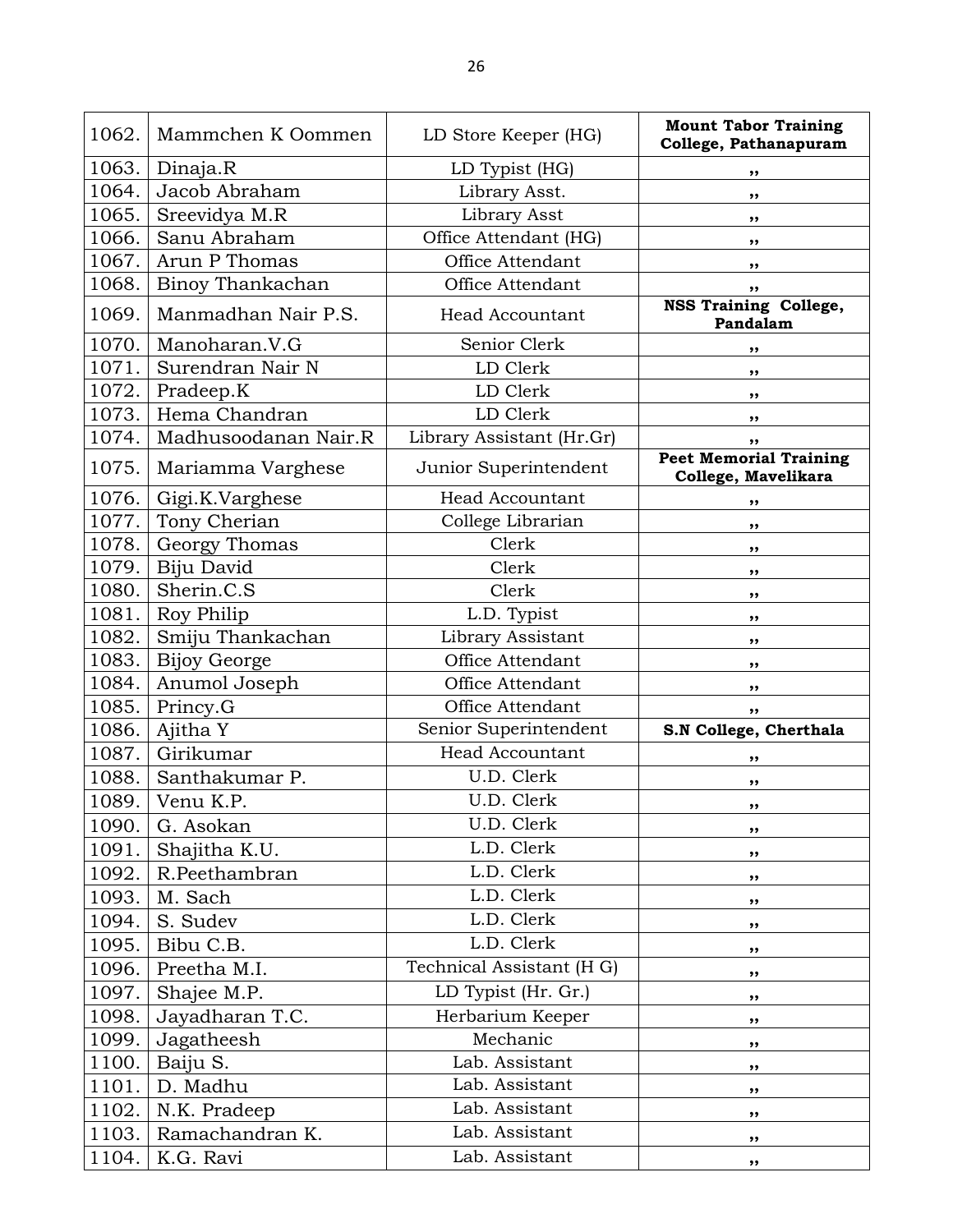| 1062. | Mammchen K Oommen | LD Store Keeper (HG) | **Mount Tabor Training College, Pathanapuram** |
|---|---|---|---|
| 1063. | Dinaja.R | LD Typist (HG) | ,, |
| 1064. | Jacob Abraham | Library Asst. | ,, |
| 1065. | Sreevidya M.R | Library Asst | ,, |
| 1066. | Sanu Abraham | Office Attendant (HG) | ,, |
| 1067. | Arun P Thomas | Office Attendant | ,, |
| 1068. | Binoy Thankachan | Office Attendant | ,, |
| 1069. | Manmadhan Nair P.S. | Head Accountant | **NSS Training College, Pandalam** |
| 1070. | Manoharan.V.G | Senior Clerk | ,, |
| 1071. | Surendran Nair N | LD Clerk | ,, |
| 1072. | Pradeep.K | LD Clerk | ,, |
| 1073. | Hema Chandran | LD Clerk | ,, |
| 1074. | Madhusoodanan Nair.R | Library Assistant (Hr.Gr) | ,, |
| 1075. | Mariamma Varghese | Junior Superintendent | **Peet Memorial Training College, Mavelikara** |
| 1076. | Gigi.K.Varghese | Head Accountant | ,, |
| 1077. | Tony Cherian | College Librarian | ,, |
| 1078. | Georgy Thomas | Clerk | ,, |
| 1079. | Biju David | Clerk | ,, |
| 1080. | Sherin.C.S | Clerk | ,, |
| 1081. | Roy Philip | L.D. Typist | ,, |
| 1082. | Smiju Thankachan | Library Assistant | ,, |
| 1083. | Bijoy George | Office Attendant | ,, |
| 1084. | Anumol Joseph | Office Attendant | ,, |
| 1085. | Princy.G | Office Attendant | ,, |
| 1086. | Ajitha Y | Senior Superintendent | **S.N College, Cherthala** |
| 1087. | Girikumar | Head Accountant | ,, |
| 1088. | Santhakumar P. | U.D. Clerk | ,, |
| 1089. | Venu K.P. | U.D. Clerk | ,, |
| 1090. | G. Asokan | U.D. Clerk | ,, |
| 1091. | Shajitha K.U. | L.D. Clerk | ,, |
| 1092. | R.Peethambran | L.D. Clerk | ,, |
| 1093. | M. Sach | L.D. Clerk | ,, |
| 1094. | S. Sudev | L.D. Clerk | ,, |
| 1095. | Bibu C.B. | L.D. Clerk | ,, |
| 1096. | Preetha M.I. | Technical Assistant (H G) | ,, |
| 1097. | Shajee M.P. | LD Typist (Hr. Gr.) | ,, |
| 1098. | Jayadharan T.C. | Herbarium Keeper | ,, |
| 1099. | Jagatheesh | Mechanic | ,, |
| 1100. | Baiju S. | Lab. Assistant | ,, |
| 1101. | D. Madhu | Lab. Assistant | ,, |
| 1102. | N.K. Pradeep | Lab. Assistant | ,, |
| 1103. | Ramachandran K. | Lab. Assistant | ,, |
| 1104. | K.G. Ravi | Lab. Assistant | ,, |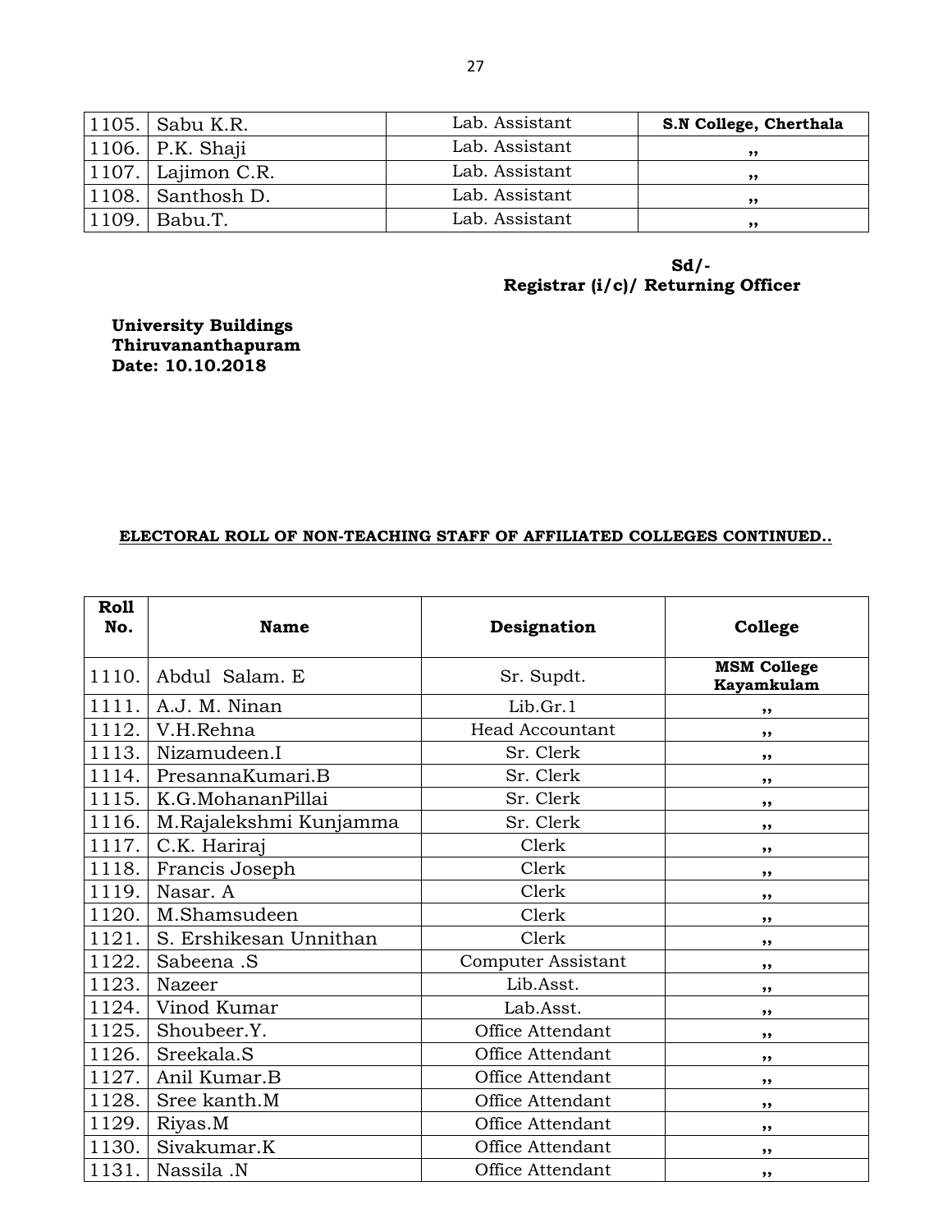| | | | |
|---|---|---|---|
| 1105. | Sabu K.R. | Lab. Assistant | **S.N College, Cherthala** |
| 1106. | P.K. Shaji | Lab. Assistant | ,, |
| 1107. | Lajimon C.R. | Lab. Assistant | ,, |
| 1108. | Santhosh D. | Lab. Assistant | ,, |
| 1109. | Babu.T. | Lab. Assistant | ,, |

**Sd/-**
**Registrar (i/c)/ Returning Officer**

**University Buildings**
**Thiruvananthapuram**
**Date: 10.10.2018**

**ELECTORAL ROLL OF NON-TEACHING STAFF OF AFFILIATED COLLEGES CONTINUED..**

| Roll No. | Name | Designation | College |
|---|---|---|---|
| 1110. | Abdul Salam. E | Sr. Supdt. | **MSM College Kayamkulam** |
| 1111. | A.J. M. Ninan | Lib.Gr.1 | ,, |
| 1112. | V.H.Rehna | Head Accountant | ,, |
| 1113. | Nizamudeen.I | Sr. Clerk | ,, |
| 1114. | PresannaKumari.B | Sr. Clerk | ,, |
| 1115. | K.G.MohananPillai | Sr. Clerk | ,, |
| 1116. | M.Rajalekshmi Kunjamma | Sr. Clerk | ,, |
| 1117. | C.K. Hariraj | Clerk | ,, |
| 1118. | Francis Joseph | Clerk | ,, |
| 1119. | Nasar. A | Clerk | ,, |
| 1120. | M.Shamsudeen | Clerk | ,, |
| 1121. | S. Ershikesan Unnithan | Clerk | ,, |
| 1122. | Sabeena .S | Computer Assistant | ,, |
| 1123. | Nazeer | Lib.Asst. | ,, |
| 1124. | Vinod Kumar | Lab.Asst. | ,, |
| 1125. | Shoubeer.Y. | Office Attendant | ,, |
| 1126. | Sreekala.S | Office Attendant | ,, |
| 1127. | Anil Kumar.B | Office Attendant | ,, |
| 1128. | Sree kanth.M | Office Attendant | ,, |
| 1129. | Riyas.M | Office Attendant | ,, |
| 1130. | Sivakumar.K | Office Attendant | ,, |
| 1131. | Nassila .N | Office Attendant | ,, |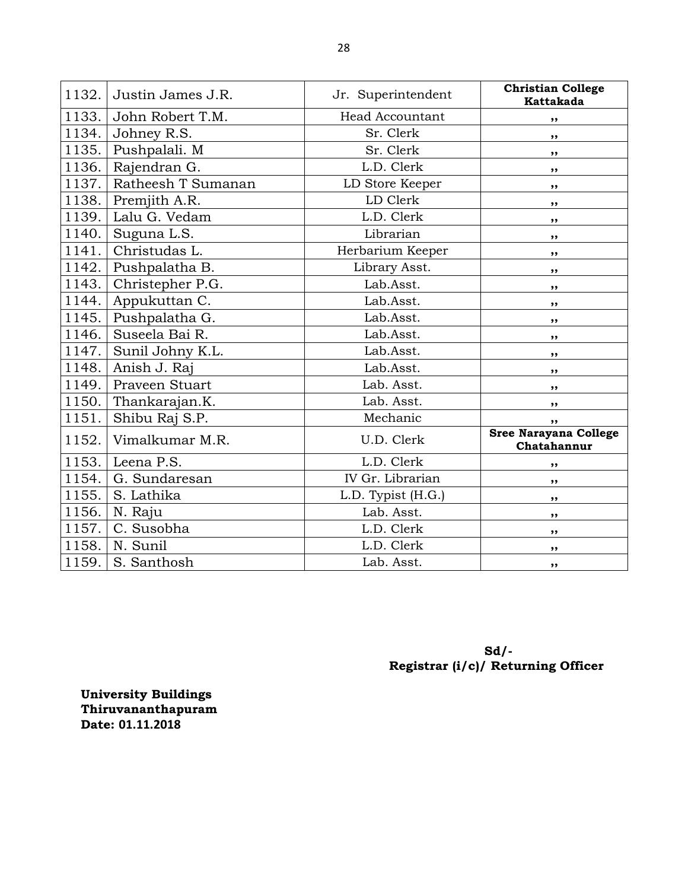| | | | |
|---|---|---|---|
| 1132. | Justin James J.R. | Jr. Superintendent | **Christian College Kattakada** |
| 1133. | John Robert T.M. | Head Accountant | ,, |
| 1134. | Johney R.S. | Sr. Clerk | ,, |
| 1135. | Pushpalali. M | Sr. Clerk | ,, |
| 1136. | Rajendran G. | L.D. Clerk | ,, |
| 1137. | Ratheesh T Sumanan | LD Store Keeper | ,, |
| 1138. | Premjith A.R. | LD Clerk | ,, |
| 1139. | Lalu G. Vedam | L.D. Clerk | ,, |
| 1140. | Suguna L.S. | Librarian | ,, |
| 1141. | Christudas L. | Herbarium Keeper | ,, |
| 1142. | Pushpalatha B. | Library Asst. | ,, |
| 1143. | Christepher P.G. | Lab.Asst. | ,, |
| 1144. | Appukuttan C. | Lab.Asst. | ,, |
| 1145. | Pushpalatha G. | Lab.Asst. | ,, |
| 1146. | Suseela Bai R. | Lab.Asst. | ,, |
| 1147. | Sunil Johny K.L. | Lab.Asst. | ,, |
| 1148. | Anish J. Raj | Lab.Asst. | ,, |
| 1149. | Praveen Stuart | Lab. Asst. | ,, |
| 1150. | Thankarajan.K. | Lab. Asst. | ,, |
| 1151. | Shibu Raj S.P. | Mechanic | ,, |
| 1152. | Vimalkumar M.R. | U.D. Clerk | **Sree Narayana College Chatahannur** |
| 1153. | Leena P.S. | L.D. Clerk | ,, |
| 1154. | G. Sundaresan | IV Gr. Librarian | ,, |
| 1155. | S. Lathika | L.D. Typist (H.G.) | ,, |
| 1156. | N. Raju | Lab. Asst. | ,, |
| 1157. | C. Susobha | L.D. Clerk | ,, |
| 1158. | N. Sunil | L.D. Clerk | ,, |
| 1159. | S. Santhosh | Lab. Asst. | ,, |

**Sd/-**
**Registrar (i/c)/ Returning Officer**

**University Buildings**
**Thiruvananthapuram**
**Date: 01.11.2018**